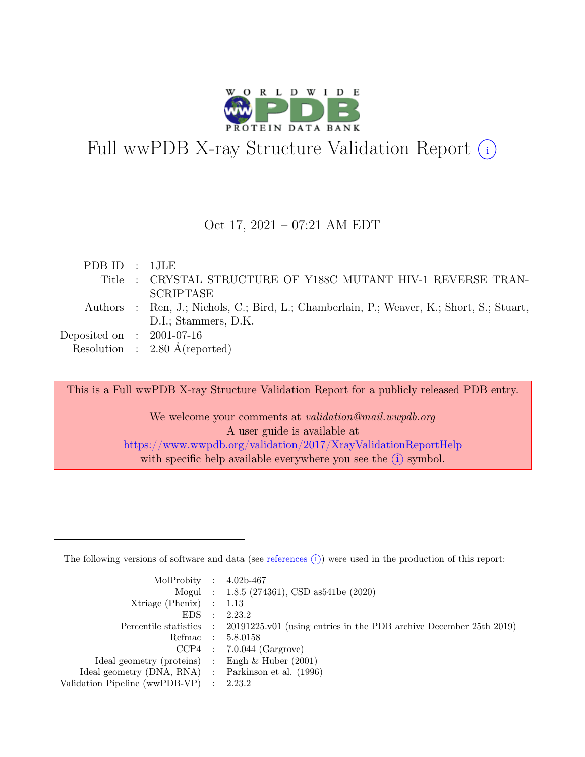# Full wwPDB X-ray Structure Validation Report (i)

Oct 17, 2021 – 07:21 AM EDT

| | | |
|---|---|---|
| PDB ID | : | 1JLE |
| Title | : | CRYSTAL STRUCTURE OF Y188C MUTANT HIV-1 REVERSE TRANSCRIPTASE |
| Authors | : | Ren, J.; Nichols, C.; Bird, L.; Chamberlain, P.; Weaver, K.; Short, S.; Stuart, D.I.; Stammers, D.K. |
| Deposited on | : | 2001-07-16 |
| Resolution | : | 2.80 Å(reported) |

This is a Full wwPDB X-ray Structure Validation Report for a publicly released PDB entry.

We welcome your comments at *validation@mail.wwpdb.org*
A user guide is available at
https://www.wwpdb.org/validation/2017/XrayValidationReportHelp
with specific help available everywhere you see the (i) symbol.

The following versions of software and data (see references (i)) were used in the production of this report:

| | | |
|---|---|---|
| MolProbity | : | 4.02b-467 |
| Mogul | : | 1.8.5 (274361), CSD as541be (2020) |
| Xtriage (Phenix) | : | 1.13 |
| EDS | : | 2.23.2 |
| Percentile statistics | : | 20191225.v01 (using entries in the PDB archive December 25th 2019) |
| Refmac | : | 5.8.0158 |
| CCP4 | : | 7.0.044 (Gargrove) |
| Ideal geometry (proteins) | : | Engh & Huber (2001) |
| Ideal geometry (DNA, RNA) | : | Parkinson et al. (1996) |
| Validation Pipeline (wwPDB-VP) | : | 2.23.2 |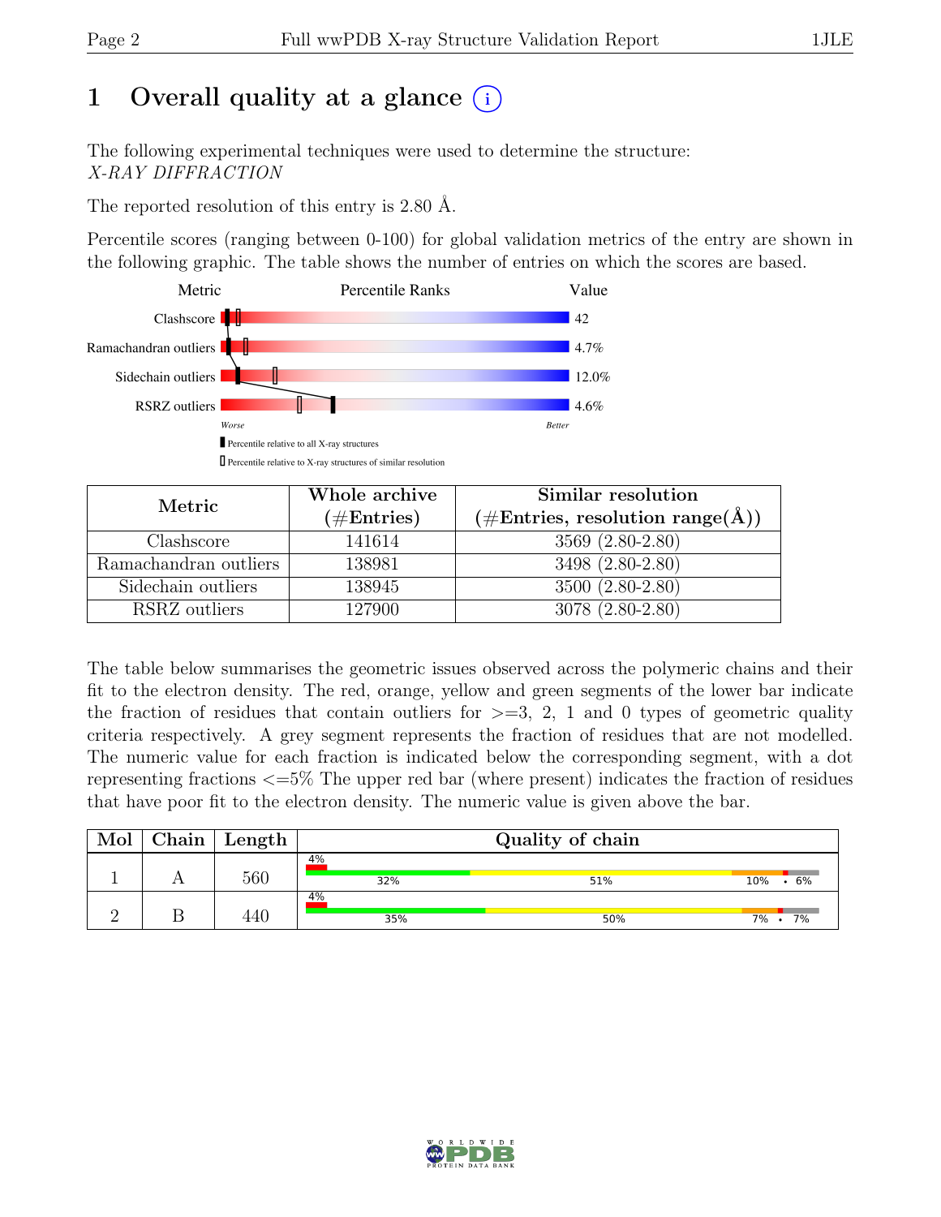# 1 Overall quality at a glance (i)

The following experimental techniques were used to determine the structure:
*X-RAY DIFFRACTION*

The reported resolution of this entry is 2.80 Å.

Percentile scores (ranging between 0-100) for global validation metrics of the entry are shown in the following graphic. The table shows the number of entries on which the scores are based.

| Metric | Value |
|---|---|
| Clashscore | 42 |
| Ramachandran outliers | 4.7% |
| Sidechain outliers | 12.0% |
| RSRZ outliers | 4.6% |

Worse — Better

▮ Percentile relative to all X-ray structures

▯ Percentile relative to X-ray structures of similar resolution

| Metric | Whole archive (#Entries) | Similar resolution (#Entries, resolution range(Å)) |
|---|---|---|
| Clashscore | 141614 | 3569 (2.80-2.80) |
| Ramachandran outliers | 138981 | 3498 (2.80-2.80) |
| Sidechain outliers | 138945 | 3500 (2.80-2.80) |
| RSRZ outliers | 127900 | 3078 (2.80-2.80) |

The table below summarises the geometric issues observed across the polymeric chains and their fit to the electron density. The red, orange, yellow and green segments of the lower bar indicate the fraction of residues that contain outliers for >=3, 2, 1 and 0 types of geometric quality criteria respectively. A grey segment represents the fraction of residues that are not modelled. The numeric value for each fraction is indicated below the corresponding segment, with a dot representing fractions <=5% The upper red bar (where present) indicates the fraction of residues that have poor fit to the electron density. The numeric value is given above the bar.

| Mol | Chain | Length | Quality of chain |
|---|---|---|---|
| 1 | A | 560 | 4% (poor fit); 32%, 51%, 10%, •, 6% |
| 2 | B | 440 | 4% (poor fit); 35%, 50%, 7%, •, 7% |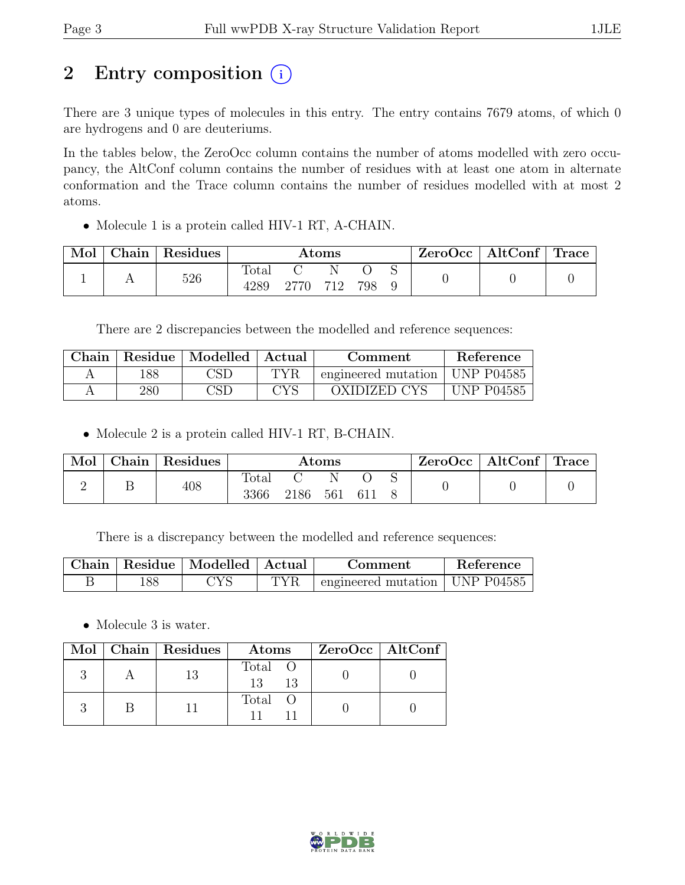# 2 Entry composition (i)

There are 3 unique types of molecules in this entry. The entry contains 7679 atoms, of which 0 are hydrogens and 0 are deuteriums.

In the tables below, the ZeroOcc column contains the number of atoms modelled with zero occupancy, the AltConf column contains the number of residues with at least one atom in alternate conformation and the Trace column contains the number of residues modelled with at most 2 atoms.

- Molecule 1 is a protein called HIV-1 RT, A-CHAIN.

| Mol | Chain | Residues | Atoms | | | | | ZeroOcc | AltConf | Trace |
|---|---|---|---|---|---|---|---|---|---|---|
| | | | Total | C | N | O | S | | | |
| 1 | A | 526 | 4289 | 2770 | 712 | 798 | 9 | 0 | 0 | 0 |

There are 2 discrepancies between the modelled and reference sequences:

| Chain | Residue | Modelled | Actual | Comment | Reference |
|---|---|---|---|---|---|
| A | 188 | CSD | TYR | engineered mutation | UNP P04585 |
| A | 280 | CSD | CYS | OXIDIZED CYS | UNP P04585 |

- Molecule 2 is a protein called HIV-1 RT, B-CHAIN.

| Mol | Chain | Residues | Atoms | | | | | ZeroOcc | AltConf | Trace |
|---|---|---|---|---|---|---|---|---|---|---|
| | | | Total | C | N | O | S | | | |
| 2 | B | 408 | 3366 | 2186 | 561 | 611 | 8 | 0 | 0 | 0 |

There is a discrepancy between the modelled and reference sequences:

| Chain | Residue | Modelled | Actual | Comment | Reference |
|---|---|---|---|---|---|
| B | 188 | CYS | TYR | engineered mutation | UNP P04585 |

- Molecule 3 is water.

| Mol | Chain | Residues | Atoms | | ZeroOcc | AltConf |
|---|---|---|---|---|---|---|
| | | | Total | O | | |
| 3 | A | 13 | 13 | 13 | 0 | 0 |
| 3 | B | 11 | 11 | 11 | 0 | 0 |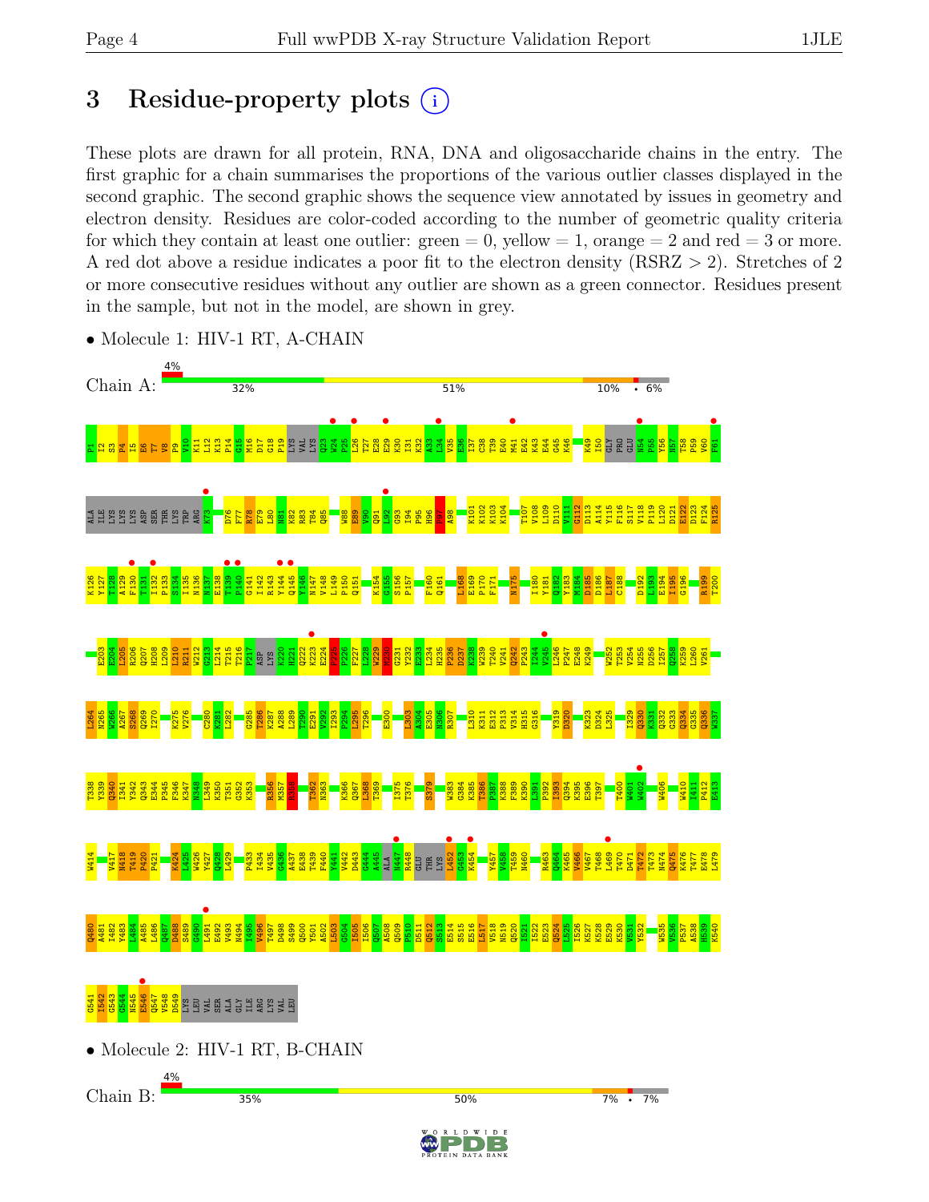# 3 Residue-property plots

These plots are drawn for all protein, RNA, DNA and oligosaccharide chains in the entry. The first graphic for a chain summarises the proportions of the various outlier classes displayed in the second graphic. The second graphic shows the sequence view annotated by issues in geometry and electron density. Residues are color-coded according to the number of geometric quality criteria for which they contain at least one outlier: green = 0, yellow = 1, orange = 2 and red = 3 or more. A red dot above a residue indicates a poor fit to the electron density (RSRZ > 2). Stretches of 2 or more consecutive residues without any outlier are shown as a green connector. Residues present in the sample, but not in the model, are shown in grey.

- Molecule 1: HIV-1 RT, A-CHAIN

Chain A: 4% | 32% | 51% | 10% | • | 6%

- Molecule 2: HIV-1 RT, B-CHAIN

Chain B: 4% | 35% | 50% | 7% | • | 7%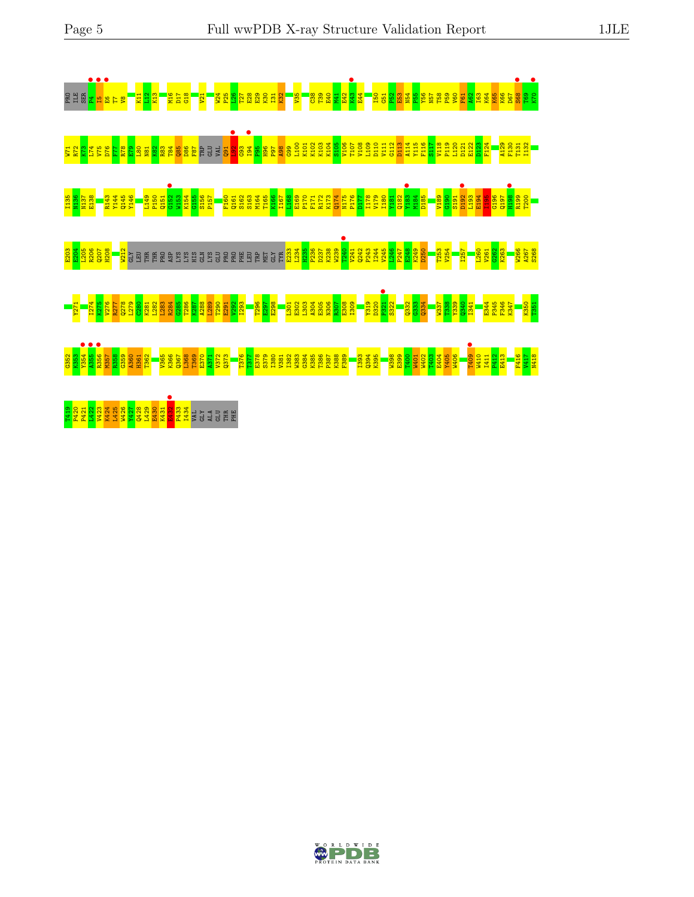PRO ILE SER P4 I5 E6 T7 V8 K11 L12 K13 M16 D17 G18 V21 W24 P25 L26 T27 E28 E29 K30 I31 K32 V35 C38 T39 E40 M41 E42 K43 E44 I50 G51 P52 E53 N54 P55 Y56 N57 T58 P59 V60 F61 A62 I63 K64 K65 K66 D67 S68 T69 K70

W71 R72 K73 L74 V75 D76 F77 R78 E79 L80 N81 K82 R83 T84 Q85 D86 F87 TRP GLU VAL G91 E92 G93 I94 P95 H96 P97 A98 G99 L100 K101 K102 K103 K104 S105 V106 T107 V108 L109 D110 V111 G112 D113 A114 Y115 F116 S117 V118 P119 L120 D121 E122 D123 F124 A129 F130 T131 I132

I135 N136 N137 E138 R143 Y144 Q145 Y146 L149 P150 Q151 G152 W153 K154 G155 S156 P157 F160 Q161 S162 S163 M164 T165 K166 I167 L168 E169 P170 F171 R172 K173 Q174 N175 P176 D177 I178 V179 I180 Y181 Q182 Y183 M184 D185 V189 G190 S191 D192 L193 E194 I195 G196 Q197 H198 R199 T200

E203 E204 L205 R206 Q207 H208 W212 GLY LEU THR THR PRO ASP LYS LYS HIS GLN LYS GLU PRO PRO PHE LEU TRP MET GLY TYR E233 L234 H235 P236 D237 K238 W239 T240 V241 Q242 P243 I244 V245 L246 P247 E248 K249 D250 T253 V254 I257 L260 V261 G262 K263 W266 A267 S268

Y271 I274 K275 V276 R277 Q278 L279 C280 K281 L282 L283 R284 G285 T286 K287 A288 L289 T290 E291 V292 I293 T296 E297 E298 L301 E302 L303 A304 E305 N306 R307 E308 I309 Y319 D320 P321 S322 Q332 G333 Q334 W337 T338 Y339 Q340 I341 E344 P345 F346 K347 K350 T351

G352 K353 Y354 A355 R356 M357 R358 G359 A360 H361 T362 V365 K366 Q367 L368 T369 E370 A371 V372 Q373 T376 T377 E378 S379 I380 V381 I382 W383 G384 K385 T386 P387 K388 F389 I393 Q394 K395 W398 E399 T400 W401 W402 T403 E404 Y405 W406 T409 W410 I411 P412 E413 F416 V417 N418

T419 P420 P421 L422 V423 K424 L425 W426 Y427 Q428 L429 E430 K431 P432 P433 I434 VAL GLY ALA GLU THR PHE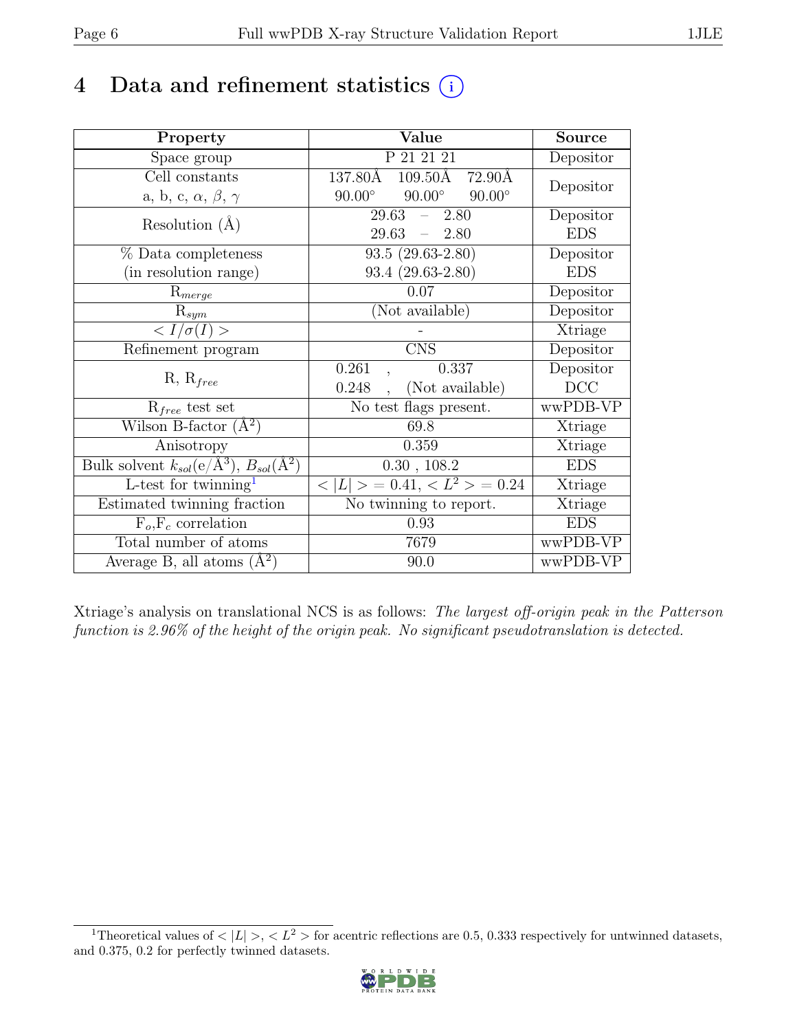# 4 Data and refinement statistics

| Property | Value | Source |
|---|---|---|
| Space group | P 21 21 21 | Depositor |
| Cell constants<br>a, b, c, $\alpha$, $\beta$, $\gamma$ | 137.80Å 109.50Å 72.90Å<br>90.00° 90.00° 90.00° | Depositor |
| Resolution (Å) | 29.63 – 2.80<br>29.63 – 2.80 | Depositor<br>EDS |
| % Data completeness<br>(in resolution range) | 93.5 (29.63-2.80)<br>93.4 (29.63-2.80) | Depositor<br>EDS |
| $R_{merge}$ | 0.07 | Depositor |
| $R_{sym}$ | (Not available) | Depositor |
| $< I/\sigma(I) >$ | - | Xtriage |
| Refinement program | CNS | Depositor |
| R, $R_{free}$ | 0.261 , 0.337<br>0.248 , (Not available) | Depositor<br>DCC |
| $R_{free}$ test set | No test flags present. | wwPDB-VP |
| Wilson B-factor (Å$^2$) | 69.8 | Xtriage |
| Anisotropy | 0.359 | Xtriage |
| Bulk solvent $k_{sol}$(e/Å$^3$), $B_{sol}$(Å$^2$) | 0.30 , 108.2 | EDS |
| L-test for twinning[1] | $< \|L\| > = 0.41$, $< L^2 > = 0.24$ | Xtriage |
| Estimated twinning fraction | No twinning to report. | Xtriage |
| $F_o$,$F_c$ correlation | 0.93 | EDS |
| Total number of atoms | 7679 | wwPDB-VP |
| Average B, all atoms (Å$^2$) | 90.0 | wwPDB-VP |

Xtriage's analysis on translational NCS is as follows: *The largest off-origin peak in the Patterson function is 2.96% of the height of the origin peak. No significant pseudotranslation is detected.*

[1]Theoretical values of $< |L| >$, $< L^2 >$ for acentric reflections are 0.5, 0.333 respectively for untwinned datasets, and 0.375, 0.2 for perfectly twinned datasets.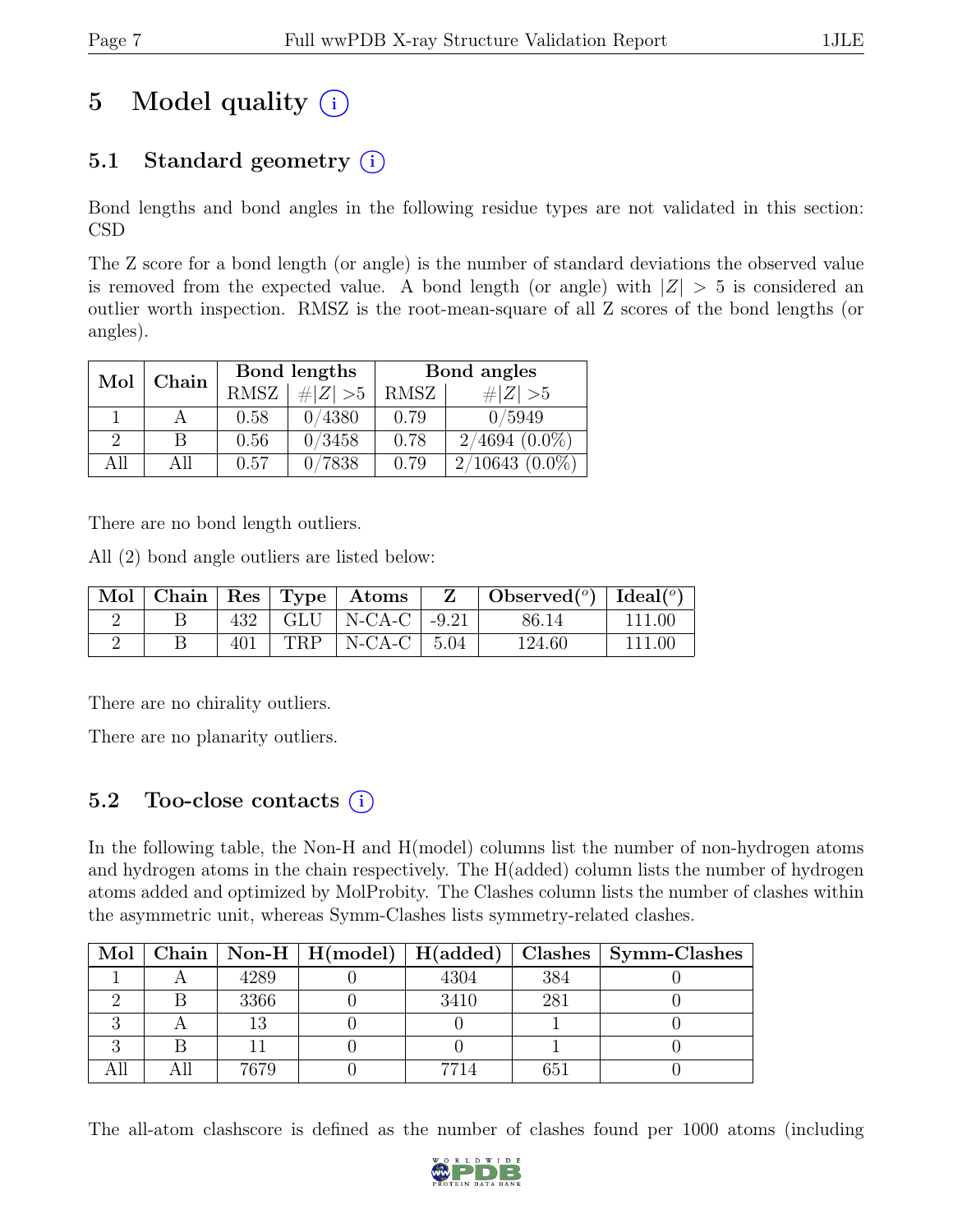# 5 Model quality (i)

## 5.1 Standard geometry (i)

Bond lengths and bond angles in the following residue types are not validated in this section: CSD

The Z score for a bond length (or angle) is the number of standard deviations the observed value is removed from the expected value. A bond length (or angle) with $|Z| > 5$ is considered an outlier worth inspection. RMSZ is the root-mean-square of all Z scores of the bond lengths (or angles).

| Mol | Chain | Bond lengths | | Bond angles | |
|---|---|---|---|---|---|
| | | RMSZ | $\#\|Z\| > 5$ | RMSZ | $\#\|Z\| > 5$ |
| 1 | A | 0.58 | 0/4380 | 0.79 | 0/5949 |
| 2 | B | 0.56 | 0/3458 | 0.78 | 2/4694 (0.0%) |
| All | All | 0.57 | 0/7838 | 0.79 | 2/10643 (0.0%) |

There are no bond length outliers.

All (2) bond angle outliers are listed below:

| Mol | Chain | Res | Type | Atoms | Z | Observed(°) | Ideal(°) |
|---|---|---|---|---|---|---|---|
| 2 | B | 432 | GLU | N-CA-C | -9.21 | 86.14 | 111.00 |
| 2 | B | 401 | TRP | N-CA-C | 5.04 | 124.60 | 111.00 |

There are no chirality outliers.

There are no planarity outliers.

## 5.2 Too-close contacts (i)

In the following table, the Non-H and H(model) columns list the number of non-hydrogen atoms and hydrogen atoms in the chain respectively. The H(added) column lists the number of hydrogen atoms added and optimized by MolProbity. The Clashes column lists the number of clashes within the asymmetric unit, whereas Symm-Clashes lists symmetry-related clashes.

| Mol | Chain | Non-H | H(model) | H(added) | Clashes | Symm-Clashes |
|---|---|---|---|---|---|---|
| 1 | A | 4289 | 0 | 4304 | 384 | 0 |
| 2 | B | 3366 | 0 | 3410 | 281 | 0 |
| 3 | A | 13 | 0 | 0 | 1 | 0 |
| 3 | B | 11 | 0 | 0 | 1 | 0 |
| All | All | 7679 | 0 | 7714 | 651 | 0 |

The all-atom clashscore is defined as the number of clashes found per 1000 atoms (including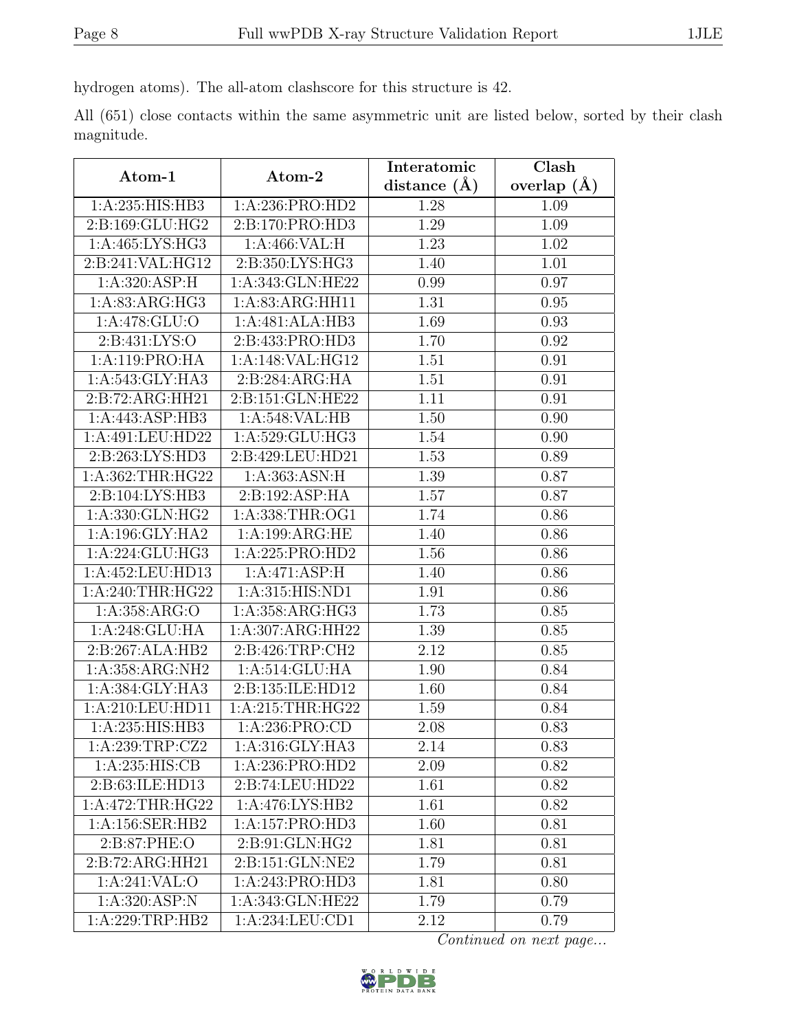hydrogen atoms). The all-atom clashscore for this structure is 42.

All (651) close contacts within the same asymmetric unit are listed below, sorted by their clash magnitude.

| Atom-1 | Atom-2 | Interatomic distance (Å) | Clash overlap (Å) |
|---|---|---|---|
| 1:A:235:HIS:HB3 | 1:A:236:PRO:HD2 | 1.28 | 1.09 |
| 2:B:169:GLU:HG2 | 2:B:170:PRO:HD3 | 1.29 | 1.09 |
| 1:A:465:LYS:HG3 | 1:A:466:VAL:H | 1.23 | 1.02 |
| 2:B:241:VAL:HG12 | 2:B:350:LYS:HG3 | 1.40 | 1.01 |
| 1:A:320:ASP:H | 1:A:343:GLN:HE22 | 0.99 | 0.97 |
| 1:A:83:ARG:HG3 | 1:A:83:ARG:HH11 | 1.31 | 0.95 |
| 1:A:478:GLU:O | 1:A:481:ALA:HB3 | 1.69 | 0.93 |
| 2:B:431:LYS:O | 2:B:433:PRO:HD3 | 1.70 | 0.92 |
| 1:A:119:PRO:HA | 1:A:148:VAL:HG12 | 1.51 | 0.91 |
| 1:A:543:GLY:HA3 | 2:B:284:ARG:HA | 1.51 | 0.91 |
| 2:B:72:ARG:HH21 | 2:B:151:GLN:HE22 | 1.11 | 0.91 |
| 1:A:443:ASP:HB3 | 1:A:548:VAL:HB | 1.50 | 0.90 |
| 1:A:491:LEU:HD22 | 1:A:529:GLU:HG3 | 1.54 | 0.90 |
| 2:B:263:LYS:HD3 | 2:B:429:LEU:HD21 | 1.53 | 0.89 |
| 1:A:362:THR:HG22 | 1:A:363:ASN:H | 1.39 | 0.87 |
| 2:B:104:LYS:HB3 | 2:B:192:ASP:HA | 1.57 | 0.87 |
| 1:A:330:GLN:HG2 | 1:A:338:THR:OG1 | 1.74 | 0.86 |
| 1:A:196:GLY:HA2 | 1:A:199:ARG:HE | 1.40 | 0.86 |
| 1:A:224:GLU:HG3 | 1:A:225:PRO:HD2 | 1.56 | 0.86 |
| 1:A:452:LEU:HD13 | 1:A:471:ASP:H | 1.40 | 0.86 |
| 1:A:240:THR:HG22 | 1:A:315:HIS:ND1 | 1.91 | 0.86 |
| 1:A:358:ARG:O | 1:A:358:ARG:HG3 | 1.73 | 0.85 |
| 1:A:248:GLU:HA | 1:A:307:ARG:HH22 | 1.39 | 0.85 |
| 2:B:267:ALA:HB2 | 2:B:426:TRP:CH2 | 2.12 | 0.85 |
| 1:A:358:ARG:NH2 | 1:A:514:GLU:HA | 1.90 | 0.84 |
| 1:A:384:GLY:HA3 | 2:B:135:ILE:HD12 | 1.60 | 0.84 |
| 1:A:210:LEU:HD11 | 1:A:215:THR:HG22 | 1.59 | 0.84 |
| 1:A:235:HIS:HB3 | 1:A:236:PRO:CD | 2.08 | 0.83 |
| 1:A:239:TRP:CZ2 | 1:A:316:GLY:HA3 | 2.14 | 0.83 |
| 1:A:235:HIS:CB | 1:A:236:PRO:HD2 | 2.09 | 0.82 |
| 2:B:63:ILE:HD13 | 2:B:74:LEU:HD22 | 1.61 | 0.82 |
| 1:A:472:THR:HG22 | 1:A:476:LYS:HB2 | 1.61 | 0.82 |
| 1:A:156:SER:HB2 | 1:A:157:PRO:HD3 | 1.60 | 0.81 |
| 2:B:87:PHE:O | 2:B:91:GLN:HG2 | 1.81 | 0.81 |
| 2:B:72:ARG:HH21 | 2:B:151:GLN:NE2 | 1.79 | 0.81 |
| 1:A:241:VAL:O | 1:A:243:PRO:HD3 | 1.81 | 0.80 |
| 1:A:320:ASP:N | 1:A:343:GLN:HE22 | 1.79 | 0.79 |
| 1:A:229:TRP:HB2 | 1:A:234:LEU:CD1 | 2.12 | 0.79 |

*Continued on next page...*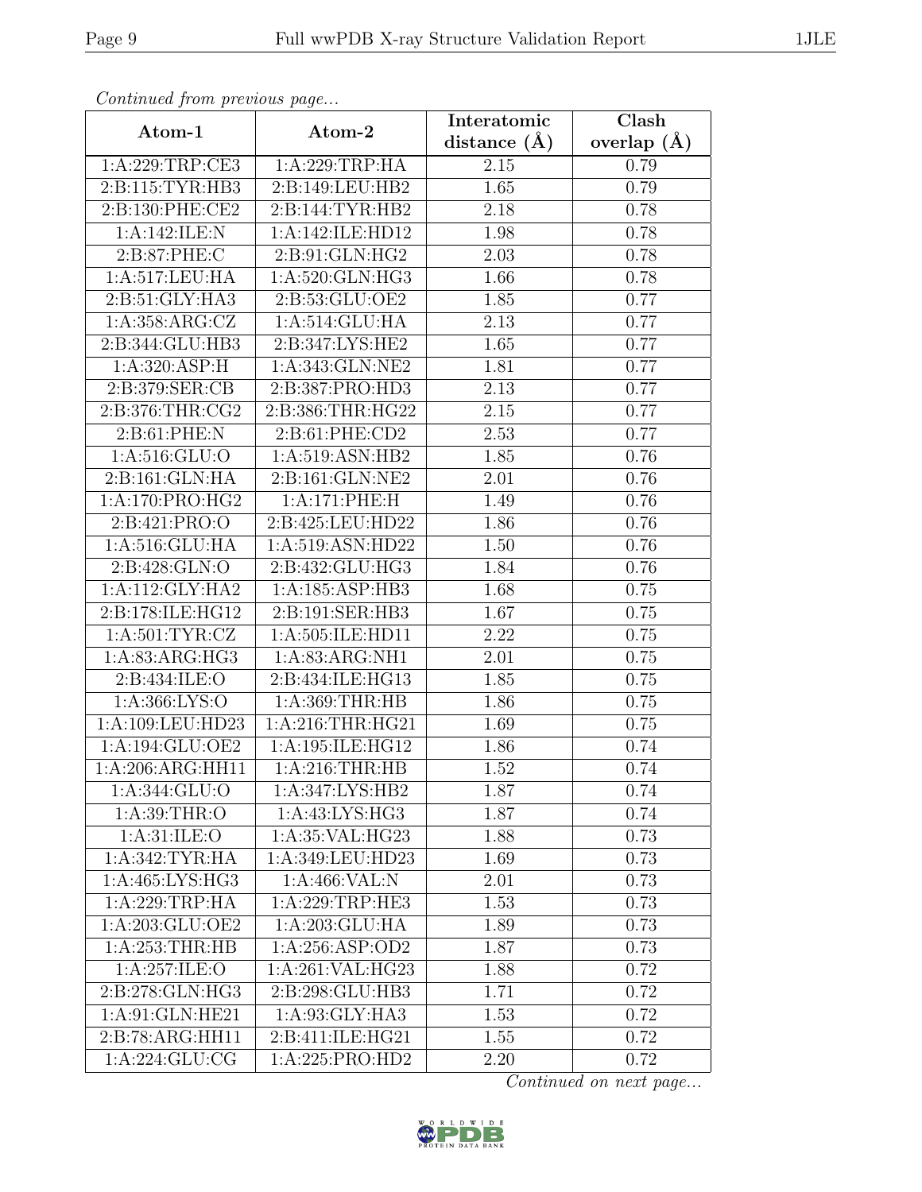*Continued from previous page...*

| Atom-1 | Atom-2 | Interatomic distance (Å) | Clash overlap (Å) |
| --- | --- | --- | --- |
| 1:A:229:TRP:CE3 | 1:A:229:TRP:HA | 2.15 | 0.79 |
| 2:B:115:TYR:HB3 | 2:B:149:LEU:HB2 | 1.65 | 0.79 |
| 2:B:130:PHE:CE2 | 2:B:144:TYR:HB2 | 2.18 | 0.78 |
| 1:A:142:ILE:N | 1:A:142:ILE:HD12 | 1.98 | 0.78 |
| 2:B:87:PHE:C | 2:B:91:GLN:HG2 | 2.03 | 0.78 |
| 1:A:517:LEU:HA | 1:A:520:GLN:HG3 | 1.66 | 0.78 |
| 2:B:51:GLY:HA3 | 2:B:53:GLU:OE2 | 1.85 | 0.77 |
| 1:A:358:ARG:CZ | 1:A:514:GLU:HA | 2.13 | 0.77 |
| 2:B:344:GLU:HB3 | 2:B:347:LYS:HE2 | 1.65 | 0.77 |
| 1:A:320:ASP:H | 1:A:343:GLN:NE2 | 1.81 | 0.77 |
| 2:B:379:SER:CB | 2:B:387:PRO:HD3 | 2.13 | 0.77 |
| 2:B:376:THR:CG2 | 2:B:386:THR:HG22 | 2.15 | 0.77 |
| 2:B:61:PHE:N | 2:B:61:PHE:CD2 | 2.53 | 0.77 |
| 1:A:516:GLU:O | 1:A:519:ASN:HB2 | 1.85 | 0.76 |
| 2:B:161:GLN:HA | 2:B:161:GLN:NE2 | 2.01 | 0.76 |
| 1:A:170:PRO:HG2 | 1:A:171:PHE:H | 1.49 | 0.76 |
| 2:B:421:PRO:O | 2:B:425:LEU:HD22 | 1.86 | 0.76 |
| 1:A:516:GLU:HA | 1:A:519:ASN:HD22 | 1.50 | 0.76 |
| 2:B:428:GLN:O | 2:B:432:GLU:HG3 | 1.84 | 0.76 |
| 1:A:112:GLY:HA2 | 1:A:185:ASP:HB3 | 1.68 | 0.75 |
| 2:B:178:ILE:HG12 | 2:B:191:SER:HB3 | 1.67 | 0.75 |
| 1:A:501:TYR:CZ | 1:A:505:ILE:HD11 | 2.22 | 0.75 |
| 1:A:83:ARG:HG3 | 1:A:83:ARG:NH1 | 2.01 | 0.75 |
| 2:B:434:ILE:O | 2:B:434:ILE:HG13 | 1.85 | 0.75 |
| 1:A:366:LYS:O | 1:A:369:THR:HB | 1.86 | 0.75 |
| 1:A:109:LEU:HD23 | 1:A:216:THR:HG21 | 1.69 | 0.75 |
| 1:A:194:GLU:OE2 | 1:A:195:ILE:HG12 | 1.86 | 0.74 |
| 1:A:206:ARG:HH11 | 1:A:216:THR:HB | 1.52 | 0.74 |
| 1:A:344:GLU:O | 1:A:347:LYS:HB2 | 1.87 | 0.74 |
| 1:A:39:THR:O | 1:A:43:LYS:HG3 | 1.87 | 0.74 |
| 1:A:31:ILE:O | 1:A:35:VAL:HG23 | 1.88 | 0.73 |
| 1:A:342:TYR:HA | 1:A:349:LEU:HD23 | 1.69 | 0.73 |
| 1:A:465:LYS:HG3 | 1:A:466:VAL:N | 2.01 | 0.73 |
| 1:A:229:TRP:HA | 1:A:229:TRP:HE3 | 1.53 | 0.73 |
| 1:A:203:GLU:OE2 | 1:A:203:GLU:HA | 1.89 | 0.73 |
| 1:A:253:THR:HB | 1:A:256:ASP:OD2 | 1.87 | 0.73 |
| 1:A:257:ILE:O | 1:A:261:VAL:HG23 | 1.88 | 0.72 |
| 2:B:278:GLN:HG3 | 2:B:298:GLU:HB3 | 1.71 | 0.72 |
| 1:A:91:GLN:HE21 | 1:A:93:GLY:HA3 | 1.53 | 0.72 |
| 2:B:78:ARG:HH11 | 2:B:411:ILE:HG21 | 1.55 | 0.72 |
| 1:A:224:GLU:CG | 1:A:225:PRO:HD2 | 2.20 | 0.72 |

*Continued on next page...*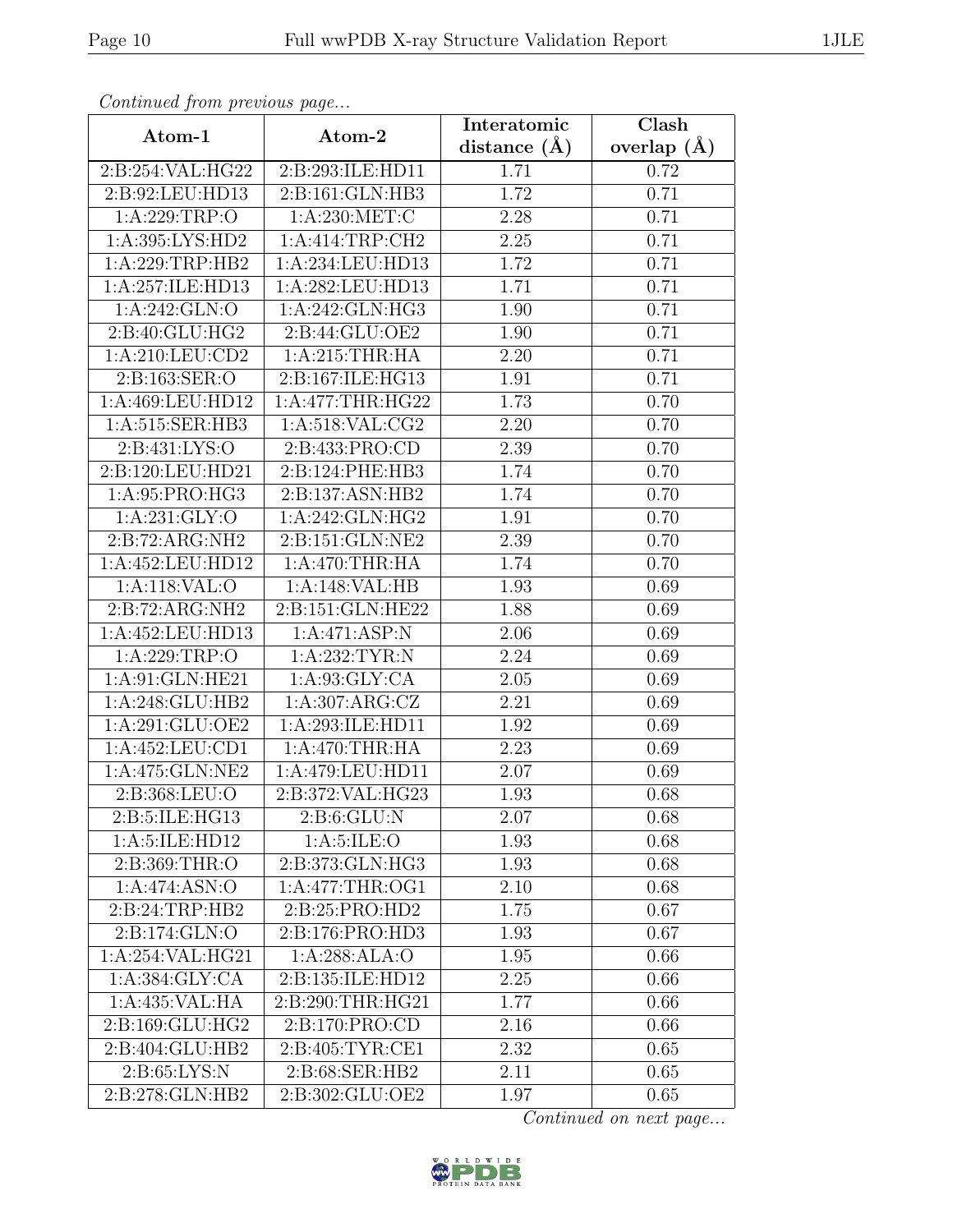*Continued from previous page...*

| Atom-1 | Atom-2 | Interatomic distance (Å) | Clash overlap (Å) |
|---|---|---|---|
| 2:B:254:VAL:HG22 | 2:B:293:ILE:HD11 | 1.71 | 0.72 |
| 2:B:92:LEU:HD13 | 2:B:161:GLN:HB3 | 1.72 | 0.71 |
| 1:A:229:TRP:O | 1:A:230:MET:C | 2.28 | 0.71 |
| 1:A:395:LYS:HD2 | 1:A:414:TRP:CH2 | 2.25 | 0.71 |
| 1:A:229:TRP:HB2 | 1:A:234:LEU:HD13 | 1.72 | 0.71 |
| 1:A:257:ILE:HD13 | 1:A:282:LEU:HD13 | 1.71 | 0.71 |
| 1:A:242:GLN:O | 1:A:242:GLN:HG3 | 1.90 | 0.71 |
| 2:B:40:GLU:HG2 | 2:B:44:GLU:OE2 | 1.90 | 0.71 |
| 1:A:210:LEU:CD2 | 1:A:215:THR:HA | 2.20 | 0.71 |
| 2:B:163:SER:O | 2:B:167:ILE:HG13 | 1.91 | 0.71 |
| 1:A:469:LEU:HD12 | 1:A:477:THR:HG22 | 1.73 | 0.70 |
| 1:A:515:SER:HB3 | 1:A:518:VAL:CG2 | 2.20 | 0.70 |
| 2:B:431:LYS:O | 2:B:433:PRO:CD | 2.39 | 0.70 |
| 2:B:120:LEU:HD21 | 2:B:124:PHE:HB3 | 1.74 | 0.70 |
| 1:A:95:PRO:HG3 | 2:B:137:ASN:HB2 | 1.74 | 0.70 |
| 1:A:231:GLY:O | 1:A:242:GLN:HG2 | 1.91 | 0.70 |
| 2:B:72:ARG:NH2 | 2:B:151:GLN:NE2 | 2.39 | 0.70 |
| 1:A:452:LEU:HD12 | 1:A:470:THR:HA | 1.74 | 0.70 |
| 1:A:118:VAL:O | 1:A:148:VAL:HB | 1.93 | 0.69 |
| 2:B:72:ARG:NH2 | 2:B:151:GLN:HE22 | 1.88 | 0.69 |
| 1:A:452:LEU:HD13 | 1:A:471:ASP:N | 2.06 | 0.69 |
| 1:A:229:TRP:O | 1:A:232:TYR:N | 2.24 | 0.69 |
| 1:A:91:GLN:HE21 | 1:A:93:GLY:CA | 2.05 | 0.69 |
| 1:A:248:GLU:HB2 | 1:A:307:ARG:CZ | 2.21 | 0.69 |
| 1:A:291:GLU:OE2 | 1:A:293:ILE:HD11 | 1.92 | 0.69 |
| 1:A:452:LEU:CD1 | 1:A:470:THR:HA | 2.23 | 0.69 |
| 1:A:475:GLN:NE2 | 1:A:479:LEU:HD11 | 2.07 | 0.69 |
| 2:B:368:LEU:O | 2:B:372:VAL:HG23 | 1.93 | 0.68 |
| 2:B:5:ILE:HG13 | 2:B:6:GLU:N | 2.07 | 0.68 |
| 1:A:5:ILE:HD12 | 1:A:5:ILE:O | 1.93 | 0.68 |
| 2:B:369:THR:O | 2:B:373:GLN:HG3 | 1.93 | 0.68 |
| 1:A:474:ASN:O | 1:A:477:THR:OG1 | 2.10 | 0.68 |
| 2:B:24:TRP:HB2 | 2:B:25:PRO:HD2 | 1.75 | 0.67 |
| 2:B:174:GLN:O | 2:B:176:PRO:HD3 | 1.93 | 0.67 |
| 1:A:254:VAL:HG21 | 1:A:288:ALA:O | 1.95 | 0.66 |
| 1:A:384:GLY:CA | 2:B:135:ILE:HD12 | 2.25 | 0.66 |
| 1:A:435:VAL:HA | 2:B:290:THR:HG21 | 1.77 | 0.66 |
| 2:B:169:GLU:HG2 | 2:B:170:PRO:CD | 2.16 | 0.66 |
| 2:B:404:GLU:HB2 | 2:B:405:TYR:CE1 | 2.32 | 0.65 |
| 2:B:65:LYS:N | 2:B:68:SER:HB2 | 2.11 | 0.65 |
| 2:B:278:GLN:HB2 | 2:B:302:GLU:OE2 | 1.97 | 0.65 |

*Continued on next page...*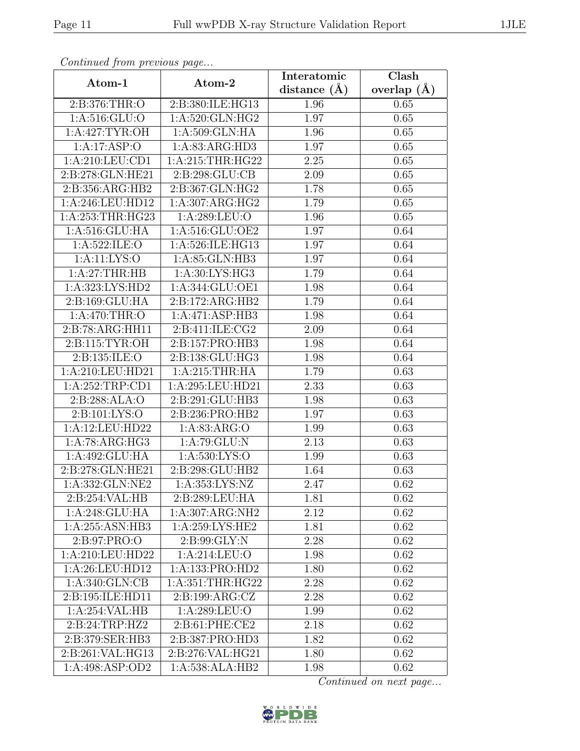*Continued from previous page...*

| Atom-1 | Atom-2 | Interatomic distance (Å) | Clash overlap (Å) |
|---|---|---|---|
| 2:B:376:THR:O | 2:B:380:ILE:HG13 | 1.96 | 0.65 |
| 1:A:516:GLU:O | 1:A:520:GLN:HG2 | 1.97 | 0.65 |
| 1:A:427:TYR:OH | 1:A:509:GLN:HA | 1.96 | 0.65 |
| 1:A:17:ASP:O | 1:A:83:ARG:HD3 | 1.97 | 0.65 |
| 1:A:210:LEU:CD1 | 1:A:215:THR:HG22 | 2.25 | 0.65 |
| 2:B:278:GLN:HE21 | 2:B:298:GLU:CB | 2.09 | 0.65 |
| 2:B:356:ARG:HB2 | 2:B:367:GLN:HG2 | 1.78 | 0.65 |
| 1:A:246:LEU:HD12 | 1:A:307:ARG:HG2 | 1.79 | 0.65 |
| 1:A:253:THR:HG23 | 1:A:289:LEU:O | 1.96 | 0.65 |
| 1:A:516:GLU:HA | 1:A:516:GLU:OE2 | 1.97 | 0.64 |
| 1:A:522:ILE:O | 1:A:526:ILE:HG13 | 1.97 | 0.64 |
| 1:A:11:LYS:O | 1:A:85:GLN:HB3 | 1.97 | 0.64 |
| 1:A:27:THR:HB | 1:A:30:LYS:HG3 | 1.79 | 0.64 |
| 1:A:323:LYS:HD2 | 1:A:344:GLU:OE1 | 1.98 | 0.64 |
| 2:B:169:GLU:HA | 2:B:172:ARG:HB2 | 1.79 | 0.64 |
| 1:A:470:THR:O | 1:A:471:ASP:HB3 | 1.98 | 0.64 |
| 2:B:78:ARG:HH11 | 2:B:411:ILE:CG2 | 2.09 | 0.64 |
| 2:B:115:TYR:OH | 2:B:157:PRO:HB3 | 1.98 | 0.64 |
| 2:B:135:ILE:O | 2:B:138:GLU:HG3 | 1.98 | 0.64 |
| 1:A:210:LEU:HD21 | 1:A:215:THR:HA | 1.79 | 0.63 |
| 1:A:252:TRP:CD1 | 1:A:295:LEU:HD21 | 2.33 | 0.63 |
| 2:B:288:ALA:O | 2:B:291:GLU:HB3 | 1.98 | 0.63 |
| 2:B:101:LYS:O | 2:B:236:PRO:HB2 | 1.97 | 0.63 |
| 1:A:12:LEU:HD22 | 1:A:83:ARG:O | 1.99 | 0.63 |
| 1:A:78:ARG:HG3 | 1:A:79:GLU:N | 2.13 | 0.63 |
| 1:A:492:GLU:HA | 1:A:530:LYS:O | 1.99 | 0.63 |
| 2:B:278:GLN:HE21 | 2:B:298:GLU:HB2 | 1.64 | 0.63 |
| 1:A:332:GLN:NE2 | 1:A:353:LYS:NZ | 2.47 | 0.62 |
| 2:B:254:VAL:HB | 2:B:289:LEU:HA | 1.81 | 0.62 |
| 1:A:248:GLU:HA | 1:A:307:ARG:NH2 | 2.12 | 0.62 |
| 1:A:255:ASN:HB3 | 1:A:259:LYS:HE2 | 1.81 | 0.62 |
| 2:B:97:PRO:O | 2:B:99:GLY:N | 2.28 | 0.62 |
| 1:A:210:LEU:HD22 | 1:A:214:LEU:O | 1.98 | 0.62 |
| 1:A:26:LEU:HD12 | 1:A:133:PRO:HD2 | 1.80 | 0.62 |
| 1:A:340:GLN:CB | 1:A:351:THR:HG22 | 2.28 | 0.62 |
| 2:B:195:ILE:HD11 | 2:B:199:ARG:CZ | 2.28 | 0.62 |
| 1:A:254:VAL:HB | 1:A:289:LEU:O | 1.99 | 0.62 |
| 2:B:24:TRP:HZ2 | 2:B:61:PHE:CE2 | 2.18 | 0.62 |
| 2:B:379:SER:HB3 | 2:B:387:PRO:HD3 | 1.82 | 0.62 |
| 2:B:261:VAL:HG13 | 2:B:276:VAL:HG21 | 1.80 | 0.62 |
| 1:A:498:ASP:OD2 | 1:A:538:ALA:HB2 | 1.98 | 0.62 |

*Continued on next page...*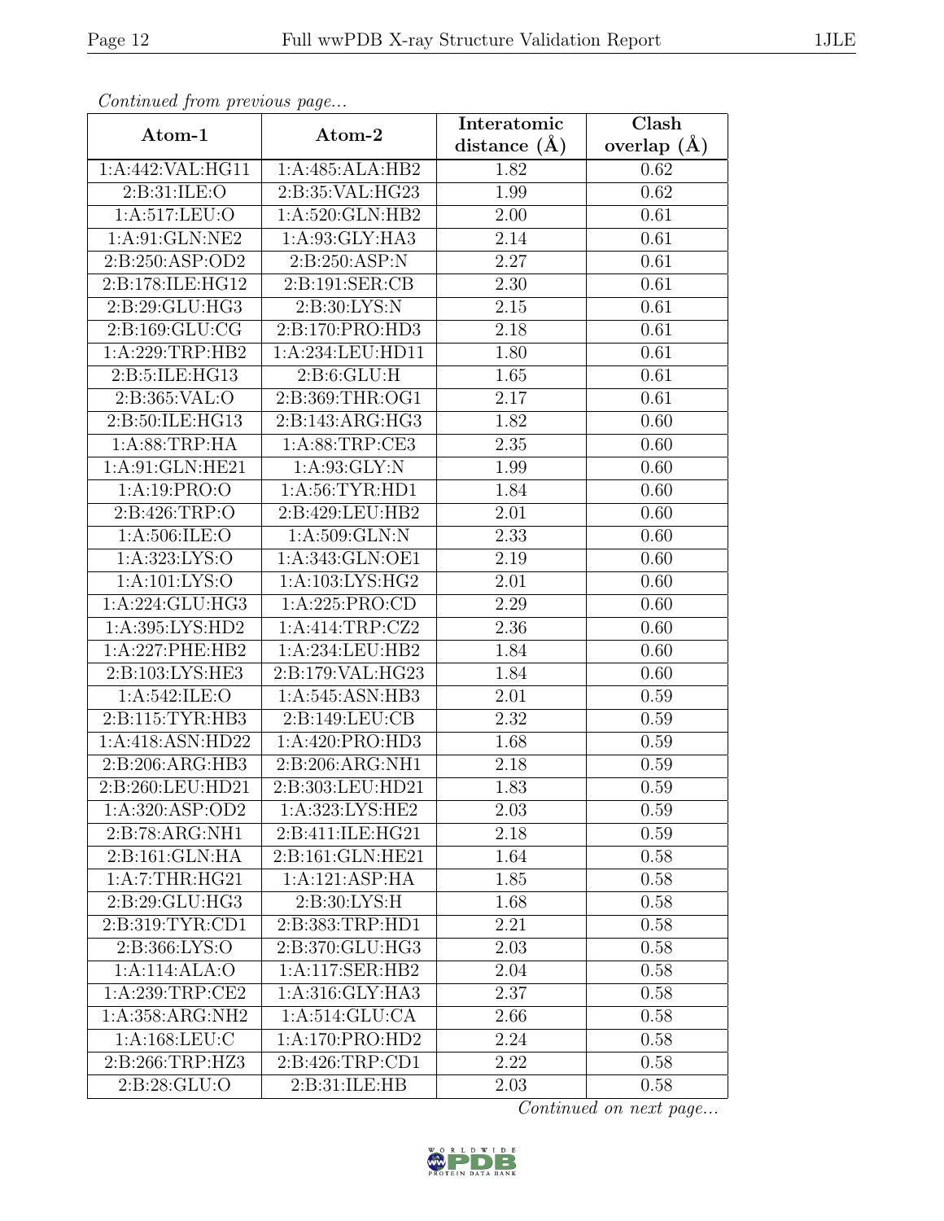*Continued from previous page...*

| Atom-1 | Atom-2 | Interatomic distance (Å) | Clash overlap (Å) |
|---|---|---|---|
| 1:A:442:VAL:HG11 | 1:A:485:ALA:HB2 | 1.82 | 0.62 |
| 2:B:31:ILE:O | 2:B:35:VAL:HG23 | 1.99 | 0.62 |
| 1:A:517:LEU:O | 1:A:520:GLN:HB2 | 2.00 | 0.61 |
| 1:A:91:GLN:NE2 | 1:A:93:GLY:HA3 | 2.14 | 0.61 |
| 2:B:250:ASP:OD2 | 2:B:250:ASP:N | 2.27 | 0.61 |
| 2:B:178:ILE:HG12 | 2:B:191:SER:CB | 2.30 | 0.61 |
| 2:B:29:GLU:HG3 | 2:B:30:LYS:N | 2.15 | 0.61 |
| 2:B:169:GLU:CG | 2:B:170:PRO:HD3 | 2.18 | 0.61 |
| 1:A:229:TRP:HB2 | 1:A:234:LEU:HD11 | 1.80 | 0.61 |
| 2:B:5:ILE:HG13 | 2:B:6:GLU:H | 1.65 | 0.61 |
| 2:B:365:VAL:O | 2:B:369:THR:OG1 | 2.17 | 0.61 |
| 2:B:50:ILE:HG13 | 2:B:143:ARG:HG3 | 1.82 | 0.60 |
| 1:A:88:TRP:HA | 1:A:88:TRP:CE3 | 2.35 | 0.60 |
| 1:A:91:GLN:HE21 | 1:A:93:GLY:N | 1.99 | 0.60 |
| 1:A:19:PRO:O | 1:A:56:TYR:HD1 | 1.84 | 0.60 |
| 2:B:426:TRP:O | 2:B:429:LEU:HB2 | 2.01 | 0.60 |
| 1:A:506:ILE:O | 1:A:509:GLN:N | 2.33 | 0.60 |
| 1:A:323:LYS:O | 1:A:343:GLN:OE1 | 2.19 | 0.60 |
| 1:A:101:LYS:O | 1:A:103:LYS:HG2 | 2.01 | 0.60 |
| 1:A:224:GLU:HG3 | 1:A:225:PRO:CD | 2.29 | 0.60 |
| 1:A:395:LYS:HD2 | 1:A:414:TRP:CZ2 | 2.36 | 0.60 |
| 1:A:227:PHE:HB2 | 1:A:234:LEU:HB2 | 1.84 | 0.60 |
| 2:B:103:LYS:HE3 | 2:B:179:VAL:HG23 | 1.84 | 0.60 |
| 1:A:542:ILE:O | 1:A:545:ASN:HB3 | 2.01 | 0.59 |
| 2:B:115:TYR:HB3 | 2:B:149:LEU:CB | 2.32 | 0.59 |
| 1:A:418:ASN:HD22 | 1:A:420:PRO:HD3 | 1.68 | 0.59 |
| 2:B:206:ARG:HB3 | 2:B:206:ARG:NH1 | 2.18 | 0.59 |
| 2:B:260:LEU:HD21 | 2:B:303:LEU:HD21 | 1.83 | 0.59 |
| 1:A:320:ASP:OD2 | 1:A:323:LYS:HE2 | 2.03 | 0.59 |
| 2:B:78:ARG:NH1 | 2:B:411:ILE:HG21 | 2.18 | 0.59 |
| 2:B:161:GLN:HA | 2:B:161:GLN:HE21 | 1.64 | 0.58 |
| 1:A:7:THR:HG21 | 1:A:121:ASP:HA | 1.85 | 0.58 |
| 2:B:29:GLU:HG3 | 2:B:30:LYS:H | 1.68 | 0.58 |
| 2:B:319:TYR:CD1 | 2:B:383:TRP:HD1 | 2.21 | 0.58 |
| 2:B:366:LYS:O | 2:B:370:GLU:HG3 | 2.03 | 0.58 |
| 1:A:114:ALA:O | 1:A:117:SER:HB2 | 2.04 | 0.58 |
| 1:A:239:TRP:CE2 | 1:A:316:GLY:HA3 | 2.37 | 0.58 |
| 1:A:358:ARG:NH2 | 1:A:514:GLU:CA | 2.66 | 0.58 |
| 1:A:168:LEU:C | 1:A:170:PRO:HD2 | 2.24 | 0.58 |
| 2:B:266:TRP:HZ3 | 2:B:426:TRP:CD1 | 2.22 | 0.58 |
| 2:B:28:GLU:O | 2:B:31:ILE:HB | 2.03 | 0.58 |

*Continued on next page...*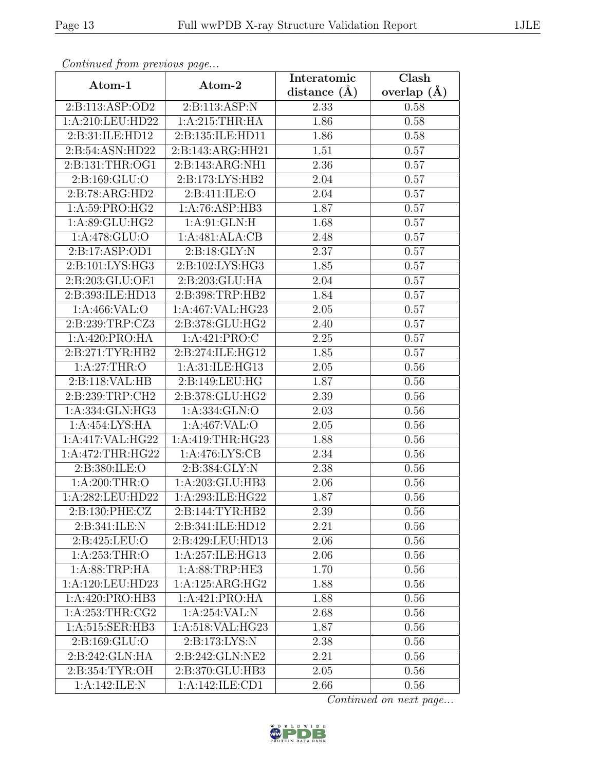*Continued from previous page...*

| Atom-1 | Atom-2 | Interatomic distance (Å) | Clash overlap (Å) |
|---|---|---|---|
| 2:B:113:ASP:OD2 | 2:B:113:ASP:N | 2.33 | 0.58 |
| 1:A:210:LEU:HD22 | 1:A:215:THR:HA | 1.86 | 0.58 |
| 2:B:31:ILE:HD12 | 2:B:135:ILE:HD11 | 1.86 | 0.58 |
| 2:B:54:ASN:HD22 | 2:B:143:ARG:HH21 | 1.51 | 0.57 |
| 2:B:131:THR:OG1 | 2:B:143:ARG:NH1 | 2.36 | 0.57 |
| 2:B:169:GLU:O | 2:B:173:LYS:HB2 | 2.04 | 0.57 |
| 2:B:78:ARG:HD2 | 2:B:411:ILE:O | 2.04 | 0.57 |
| 1:A:59:PRO:HG2 | 1:A:76:ASP:HB3 | 1.87 | 0.57 |
| 1:A:89:GLU:HG2 | 1:A:91:GLN:H | 1.68 | 0.57 |
| 1:A:478:GLU:O | 1:A:481:ALA:CB | 2.48 | 0.57 |
| 2:B:17:ASP:OD1 | 2:B:18:GLY:N | 2.37 | 0.57 |
| 2:B:101:LYS:HG3 | 2:B:102:LYS:HG3 | 1.85 | 0.57 |
| 2:B:203:GLU:OE1 | 2:B:203:GLU:HA | 2.04 | 0.57 |
| 2:B:393:ILE:HD13 | 2:B:398:TRP:HB2 | 1.84 | 0.57 |
| 1:A:466:VAL:O | 1:A:467:VAL:HG23 | 2.05 | 0.57 |
| 2:B:239:TRP:CZ3 | 2:B:378:GLU:HG2 | 2.40 | 0.57 |
| 1:A:420:PRO:HA | 1:A:421:PRO:C | 2.25 | 0.57 |
| 2:B:271:TYR:HB2 | 2:B:274:ILE:HG12 | 1.85 | 0.57 |
| 1:A:27:THR:O | 1:A:31:ILE:HG13 | 2.05 | 0.56 |
| 2:B:118:VAL:HB | 2:B:149:LEU:HG | 1.87 | 0.56 |
| 2:B:239:TRP:CH2 | 2:B:378:GLU:HG2 | 2.39 | 0.56 |
| 1:A:334:GLN:HG3 | 1:A:334:GLN:O | 2.03 | 0.56 |
| 1:A:454:LYS:HA | 1:A:467:VAL:O | 2.05 | 0.56 |
| 1:A:417:VAL:HG22 | 1:A:419:THR:HG23 | 1.88 | 0.56 |
| 1:A:472:THR:HG22 | 1:A:476:LYS:CB | 2.34 | 0.56 |
| 2:B:380:ILE:O | 2:B:384:GLY:N | 2.38 | 0.56 |
| 1:A:200:THR:O | 1:A:203:GLU:HB3 | 2.06 | 0.56 |
| 1:A:282:LEU:HD22 | 1:A:293:ILE:HG22 | 1.87 | 0.56 |
| 2:B:130:PHE:CZ | 2:B:144:TYR:HB2 | 2.39 | 0.56 |
| 2:B:341:ILE:N | 2:B:341:ILE:HD12 | 2.21 | 0.56 |
| 2:B:425:LEU:O | 2:B:429:LEU:HD13 | 2.06 | 0.56 |
| 1:A:253:THR:O | 1:A:257:ILE:HG13 | 2.06 | 0.56 |
| 1:A:88:TRP:HA | 1:A:88:TRP:HE3 | 1.70 | 0.56 |
| 1:A:120:LEU:HD23 | 1:A:125:ARG:HG2 | 1.88 | 0.56 |
| 1:A:420:PRO:HB3 | 1:A:421:PRO:HA | 1.88 | 0.56 |
| 1:A:253:THR:CG2 | 1:A:254:VAL:N | 2.68 | 0.56 |
| 1:A:515:SER:HB3 | 1:A:518:VAL:HG23 | 1.87 | 0.56 |
| 2:B:169:GLU:O | 2:B:173:LYS:N | 2.38 | 0.56 |
| 2:B:242:GLN:HA | 2:B:242:GLN:NE2 | 2.21 | 0.56 |
| 2:B:354:TYR:OH | 2:B:370:GLU:HB3 | 2.05 | 0.56 |
| 1:A:142:ILE:N | 1:A:142:ILE:CD1 | 2.66 | 0.56 |

*Continued on next page...*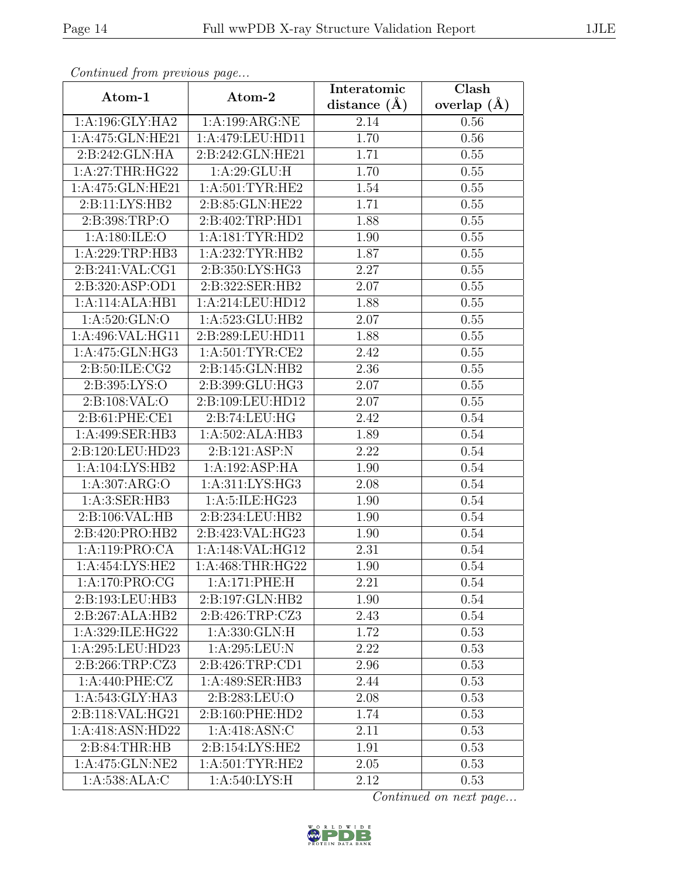*Continued from previous page...*

| Atom-1 | Atom-2 | Interatomic distance (Å) | Clash overlap (Å) |
|---|---|---|---|
| 1:A:196:GLY:HA2 | 1:A:199:ARG:NE | 2.14 | 0.56 |
| 1:A:475:GLN:HE21 | 1:A:479:LEU:HD11 | 1.70 | 0.56 |
| 2:B:242:GLN:HA | 2:B:242:GLN:HE21 | 1.71 | 0.55 |
| 1:A:27:THR:HG22 | 1:A:29:GLU:H | 1.70 | 0.55 |
| 1:A:475:GLN:HE21 | 1:A:501:TYR:HE2 | 1.54 | 0.55 |
| 2:B:11:LYS:HB2 | 2:B:85:GLN:HE22 | 1.71 | 0.55 |
| 2:B:398:TRP:O | 2:B:402:TRP:HD1 | 1.88 | 0.55 |
| 1:A:180:ILE:O | 1:A:181:TYR:HD2 | 1.90 | 0.55 |
| 1:A:229:TRP:HB3 | 1:A:232:TYR:HB2 | 1.87 | 0.55 |
| 2:B:241:VAL:CG1 | 2:B:350:LYS:HG3 | 2.27 | 0.55 |
| 2:B:320:ASP:OD1 | 2:B:322:SER:HB2 | 2.07 | 0.55 |
| 1:A:114:ALA:HB1 | 1:A:214:LEU:HD12 | 1.88 | 0.55 |
| 1:A:520:GLN:O | 1:A:523:GLU:HB2 | 2.07 | 0.55 |
| 1:A:496:VAL:HG11 | 2:B:289:LEU:HD11 | 1.88 | 0.55 |
| 1:A:475:GLN:HG3 | 1:A:501:TYR:CE2 | 2.42 | 0.55 |
| 2:B:50:ILE:CG2 | 2:B:145:GLN:HB2 | 2.36 | 0.55 |
| 2:B:395:LYS:O | 2:B:399:GLU:HG3 | 2.07 | 0.55 |
| 2:B:108:VAL:O | 2:B:109:LEU:HD12 | 2.07 | 0.55 |
| 2:B:61:PHE:CE1 | 2:B:74:LEU:HG | 2.42 | 0.54 |
| 1:A:499:SER:HB3 | 1:A:502:ALA:HB3 | 1.89 | 0.54 |
| 2:B:120:LEU:HD23 | 2:B:121:ASP:N | 2.22 | 0.54 |
| 1:A:104:LYS:HB2 | 1:A:192:ASP:HA | 1.90 | 0.54 |
| 1:A:307:ARG:O | 1:A:311:LYS:HG3 | 2.08 | 0.54 |
| 1:A:3:SER:HB3 | 1:A:5:ILE:HG23 | 1.90 | 0.54 |
| 2:B:106:VAL:HB | 2:B:234:LEU:HB2 | 1.90 | 0.54 |
| 2:B:420:PRO:HB2 | 2:B:423:VAL:HG23 | 1.90 | 0.54 |
| 1:A:119:PRO:CA | 1:A:148:VAL:HG12 | 2.31 | 0.54 |
| 1:A:454:LYS:HE2 | 1:A:468:THR:HG22 | 1.90 | 0.54 |
| 1:A:170:PRO:CG | 1:A:171:PHE:H | 2.21 | 0.54 |
| 2:B:193:LEU:HB3 | 2:B:197:GLN:HB2 | 1.90 | 0.54 |
| 2:B:267:ALA:HB2 | 2:B:426:TRP:CZ3 | 2.43 | 0.54 |
| 1:A:329:ILE:HG22 | 1:A:330:GLN:H | 1.72 | 0.53 |
| 1:A:295:LEU:HD23 | 1:A:295:LEU:N | 2.22 | 0.53 |
| 2:B:266:TRP:CZ3 | 2:B:426:TRP:CD1 | 2.96 | 0.53 |
| 1:A:440:PHE:CZ | 1:A:489:SER:HB3 | 2.44 | 0.53 |
| 1:A:543:GLY:HA3 | 2:B:283:LEU:O | 2.08 | 0.53 |
| 2:B:118:VAL:HG21 | 2:B:160:PHE:HD2 | 1.74 | 0.53 |
| 1:A:418:ASN:HD22 | 1:A:418:ASN:C | 2.11 | 0.53 |
| 2:B:84:THR:HB | 2:B:154:LYS:HE2 | 1.91 | 0.53 |
| 1:A:475:GLN:NE2 | 1:A:501:TYR:HE2 | 2.05 | 0.53 |
| 1:A:538:ALA:C | 1:A:540:LYS:H | 2.12 | 0.53 |

*Continued on next page...*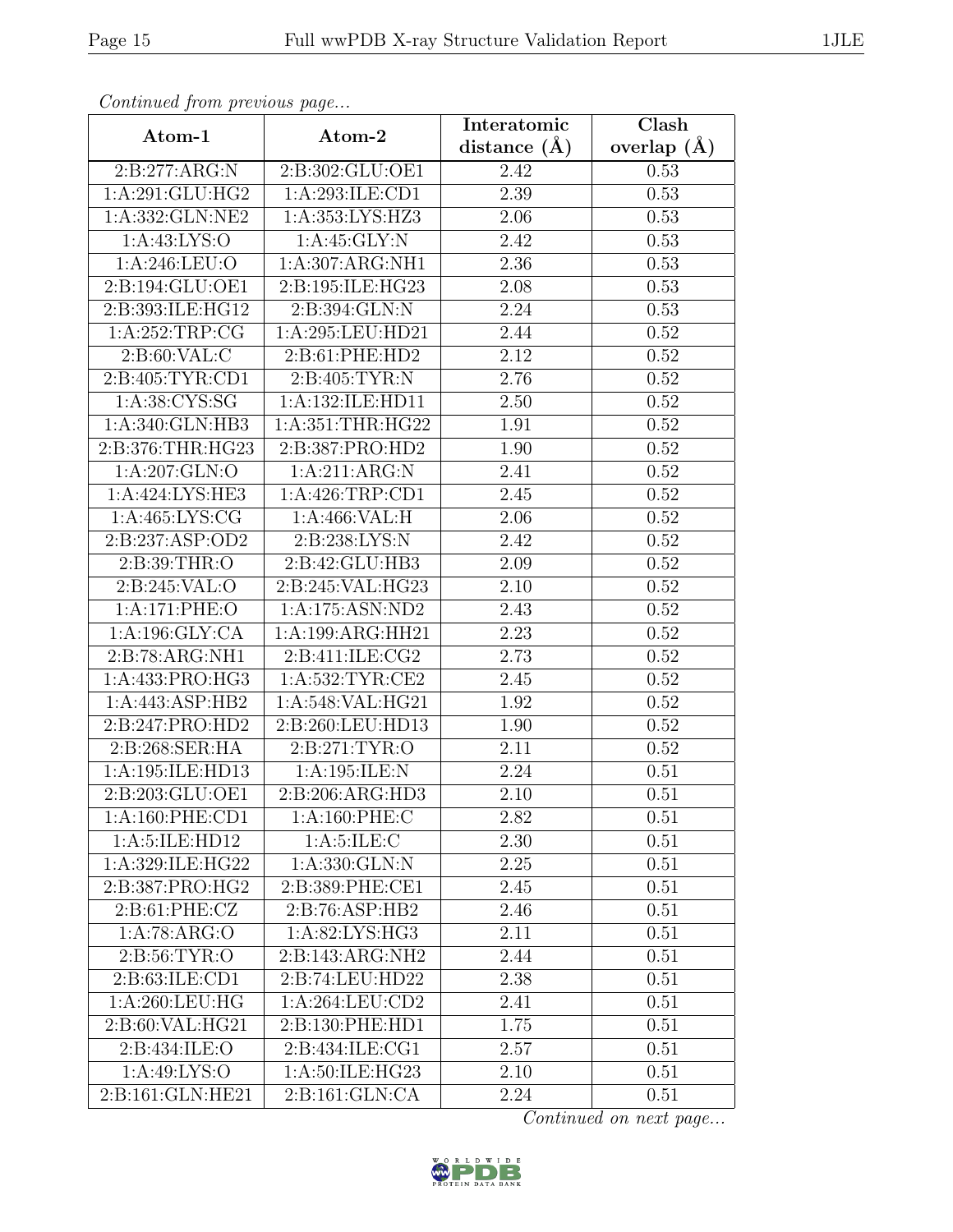*Continued from previous page...*

| Atom-1 | Atom-2 | Interatomic distance (Å) | Clash overlap (Å) |
| --- | --- | --- | --- |
| 2:B:277:ARG:N | 2:B:302:GLU:OE1 | 2.42 | 0.53 |
| 1:A:291:GLU:HG2 | 1:A:293:ILE:CD1 | 2.39 | 0.53 |
| 1:A:332:GLN:NE2 | 1:A:353:LYS:HZ3 | 2.06 | 0.53 |
| 1:A:43:LYS:O | 1:A:45:GLY:N | 2.42 | 0.53 |
| 1:A:246:LEU:O | 1:A:307:ARG:NH1 | 2.36 | 0.53 |
| 2:B:194:GLU:OE1 | 2:B:195:ILE:HG23 | 2.08 | 0.53 |
| 2:B:393:ILE:HG12 | 2:B:394:GLN:N | 2.24 | 0.53 |
| 1:A:252:TRP:CG | 1:A:295:LEU:HD21 | 2.44 | 0.52 |
| 2:B:60:VAL:C | 2:B:61:PHE:HD2 | 2.12 | 0.52 |
| 2:B:405:TYR:CD1 | 2:B:405:TYR:N | 2.76 | 0.52 |
| 1:A:38:CYS:SG | 1:A:132:ILE:HD11 | 2.50 | 0.52 |
| 1:A:340:GLN:HB3 | 1:A:351:THR:HG22 | 1.91 | 0.52 |
| 2:B:376:THR:HG23 | 2:B:387:PRO:HD2 | 1.90 | 0.52 |
| 1:A:207:GLN:O | 1:A:211:ARG:N | 2.41 | 0.52 |
| 1:A:424:LYS:HE3 | 1:A:426:TRP:CD1 | 2.45 | 0.52 |
| 1:A:465:LYS:CG | 1:A:466:VAL:H | 2.06 | 0.52 |
| 2:B:237:ASP:OD2 | 2:B:238:LYS:N | 2.42 | 0.52 |
| 2:B:39:THR:O | 2:B:42:GLU:HB3 | 2.09 | 0.52 |
| 2:B:245:VAL:O | 2:B:245:VAL:HG23 | 2.10 | 0.52 |
| 1:A:171:PHE:O | 1:A:175:ASN:ND2 | 2.43 | 0.52 |
| 1:A:196:GLY:CA | 1:A:199:ARG:HH21 | 2.23 | 0.52 |
| 2:B:78:ARG:NH1 | 2:B:411:ILE:CG2 | 2.73 | 0.52 |
| 1:A:433:PRO:HG3 | 1:A:532:TYR:CE2 | 2.45 | 0.52 |
| 1:A:443:ASP:HB2 | 1:A:548:VAL:HG21 | 1.92 | 0.52 |
| 2:B:247:PRO:HD2 | 2:B:260:LEU:HD13 | 1.90 | 0.52 |
| 2:B:268:SER:HA | 2:B:271:TYR:O | 2.11 | 0.52 |
| 1:A:195:ILE:HD13 | 1:A:195:ILE:N | 2.24 | 0.51 |
| 2:B:203:GLU:OE1 | 2:B:206:ARG:HD3 | 2.10 | 0.51 |
| 1:A:160:PHE:CD1 | 1:A:160:PHE:C | 2.82 | 0.51 |
| 1:A:5:ILE:HD12 | 1:A:5:ILE:C | 2.30 | 0.51 |
| 1:A:329:ILE:HG22 | 1:A:330:GLN:N | 2.25 | 0.51 |
| 2:B:387:PRO:HG2 | 2:B:389:PHE:CE1 | 2.45 | 0.51 |
| 2:B:61:PHE:CZ | 2:B:76:ASP:HB2 | 2.46 | 0.51 |
| 1:A:78:ARG:O | 1:A:82:LYS:HG3 | 2.11 | 0.51 |
| 2:B:56:TYR:O | 2:B:143:ARG:NH2 | 2.44 | 0.51 |
| 2:B:63:ILE:CD1 | 2:B:74:LEU:HD22 | 2.38 | 0.51 |
| 1:A:260:LEU:HG | 1:A:264:LEU:CD2 | 2.41 | 0.51 |
| 2:B:60:VAL:HG21 | 2:B:130:PHE:HD1 | 1.75 | 0.51 |
| 2:B:434:ILE:O | 2:B:434:ILE:CG1 | 2.57 | 0.51 |
| 1:A:49:LYS:O | 1:A:50:ILE:HG23 | 2.10 | 0.51 |
| 2:B:161:GLN:HE21 | 2:B:161:GLN:CA | 2.24 | 0.51 |

*Continued on next page...*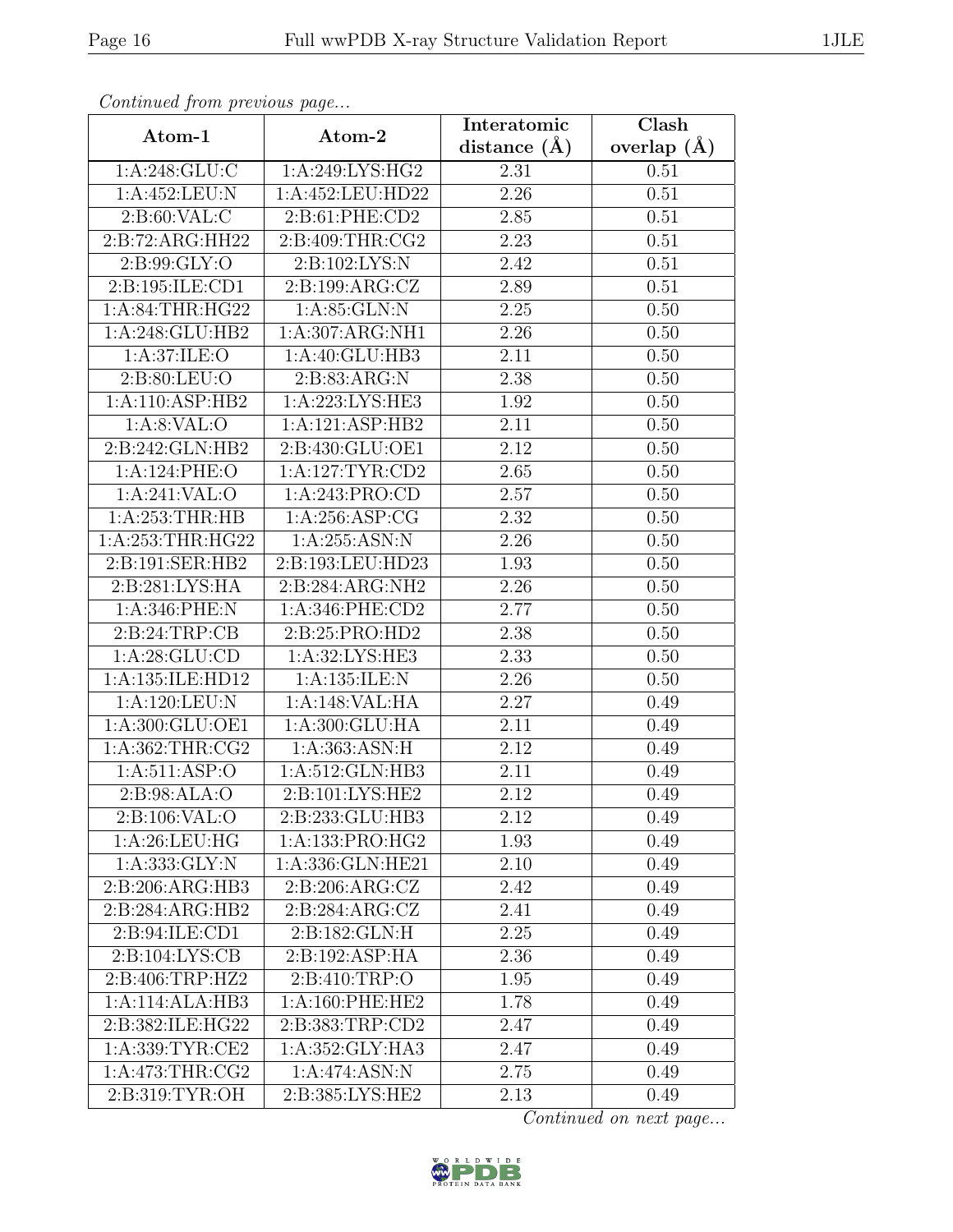*Continued from previous page...*

| Atom-1 | Atom-2 | Interatomic distance (Å) | Clash overlap (Å) |
| --- | --- | --- | --- |
| 1:A:248:GLU:C | 1:A:249:LYS:HG2 | 2.31 | 0.51 |
| 1:A:452:LEU:N | 1:A:452:LEU:HD22 | 2.26 | 0.51 |
| 2:B:60:VAL:C | 2:B:61:PHE:CD2 | 2.85 | 0.51 |
| 2:B:72:ARG:HH22 | 2:B:409:THR:CG2 | 2.23 | 0.51 |
| 2:B:99:GLY:O | 2:B:102:LYS:N | 2.42 | 0.51 |
| 2:B:195:ILE:CD1 | 2:B:199:ARG:CZ | 2.89 | 0.51 |
| 1:A:84:THR:HG22 | 1:A:85:GLN:N | 2.25 | 0.50 |
| 1:A:248:GLU:HB2 | 1:A:307:ARG:NH1 | 2.26 | 0.50 |
| 1:A:37:ILE:O | 1:A:40:GLU:HB3 | 2.11 | 0.50 |
| 2:B:80:LEU:O | 2:B:83:ARG:N | 2.38 | 0.50 |
| 1:A:110:ASP:HB2 | 1:A:223:LYS:HE3 | 1.92 | 0.50 |
| 1:A:8:VAL:O | 1:A:121:ASP:HB2 | 2.11 | 0.50 |
| 2:B:242:GLN:HB2 | 2:B:430:GLU:OE1 | 2.12 | 0.50 |
| 1:A:124:PHE:O | 1:A:127:TYR:CD2 | 2.65 | 0.50 |
| 1:A:241:VAL:O | 1:A:243:PRO:CD | 2.57 | 0.50 |
| 1:A:253:THR:HB | 1:A:256:ASP:CG | 2.32 | 0.50 |
| 1:A:253:THR:HG22 | 1:A:255:ASN:N | 2.26 | 0.50 |
| 2:B:191:SER:HB2 | 2:B:193:LEU:HD23 | 1.93 | 0.50 |
| 2:B:281:LYS:HA | 2:B:284:ARG:NH2 | 2.26 | 0.50 |
| 1:A:346:PHE:N | 1:A:346:PHE:CD2 | 2.77 | 0.50 |
| 2:B:24:TRP:CB | 2:B:25:PRO:HD2 | 2.38 | 0.50 |
| 1:A:28:GLU:CD | 1:A:32:LYS:HE3 | 2.33 | 0.50 |
| 1:A:135:ILE:HD12 | 1:A:135:ILE:N | 2.26 | 0.50 |
| 1:A:120:LEU:N | 1:A:148:VAL:HA | 2.27 | 0.49 |
| 1:A:300:GLU:OE1 | 1:A:300:GLU:HA | 2.11 | 0.49 |
| 1:A:362:THR:CG2 | 1:A:363:ASN:H | 2.12 | 0.49 |
| 1:A:511:ASP:O | 1:A:512:GLN:HB3 | 2.11 | 0.49 |
| 2:B:98:ALA:O | 2:B:101:LYS:HE2 | 2.12 | 0.49 |
| 2:B:106:VAL:O | 2:B:233:GLU:HB3 | 2.12 | 0.49 |
| 1:A:26:LEU:HG | 1:A:133:PRO:HG2 | 1.93 | 0.49 |
| 1:A:333:GLY:N | 1:A:336:GLN:HE21 | 2.10 | 0.49 |
| 2:B:206:ARG:HB3 | 2:B:206:ARG:CZ | 2.42 | 0.49 |
| 2:B:284:ARG:HB2 | 2:B:284:ARG:CZ | 2.41 | 0.49 |
| 2:B:94:ILE:CD1 | 2:B:182:GLN:H | 2.25 | 0.49 |
| 2:B:104:LYS:CB | 2:B:192:ASP:HA | 2.36 | 0.49 |
| 2:B:406:TRP:HZ2 | 2:B:410:TRP:O | 1.95 | 0.49 |
| 1:A:114:ALA:HB3 | 1:A:160:PHE:HE2 | 1.78 | 0.49 |
| 2:B:382:ILE:HG22 | 2:B:383:TRP:CD2 | 2.47 | 0.49 |
| 1:A:339:TYR:CE2 | 1:A:352:GLY:HA3 | 2.47 | 0.49 |
| 1:A:473:THR:CG2 | 1:A:474:ASN:N | 2.75 | 0.49 |
| 2:B:319:TYR:OH | 2:B:385:LYS:HE2 | 2.13 | 0.49 |

*Continued on next page...*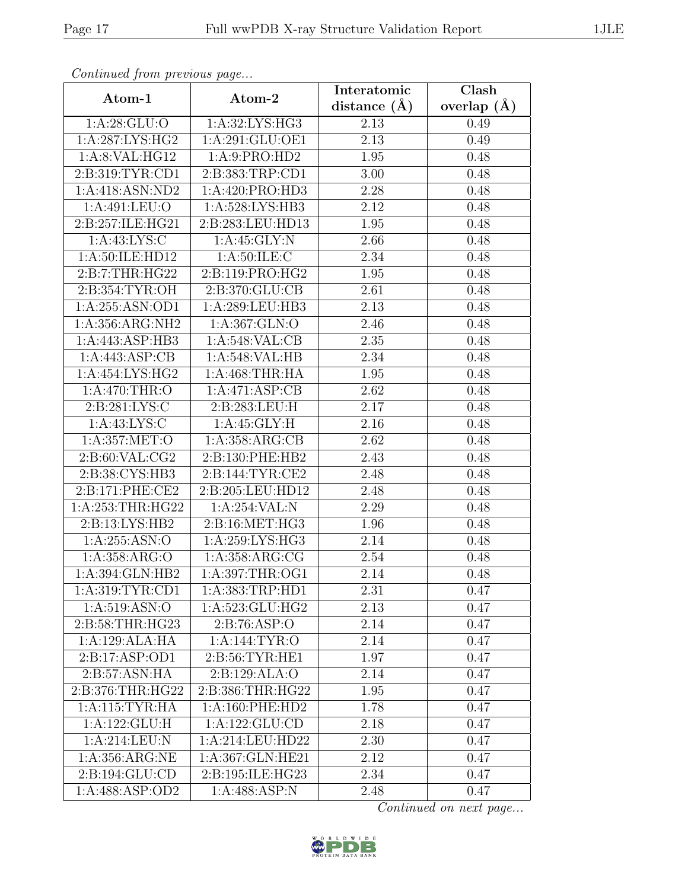*Continued from previous page...*

| Atom-1 | Atom-2 | Interatomic distance (Å) | Clash overlap (Å) |
|---|---|---|---|
| 1:A:28:GLU:O | 1:A:32:LYS:HG3 | 2.13 | 0.49 |
| 1:A:287:LYS:HG2 | 1:A:291:GLU:OE1 | 2.13 | 0.49 |
| 1:A:8:VAL:HG12 | 1:A:9:PRO:HD2 | 1.95 | 0.48 |
| 2:B:319:TYR:CD1 | 2:B:383:TRP:CD1 | 3.00 | 0.48 |
| 1:A:418:ASN:ND2 | 1:A:420:PRO:HD3 | 2.28 | 0.48 |
| 1:A:491:LEU:O | 1:A:528:LYS:HB3 | 2.12 | 0.48 |
| 2:B:257:ILE:HG21 | 2:B:283:LEU:HD13 | 1.95 | 0.48 |
| 1:A:43:LYS:C | 1:A:45:GLY:N | 2.66 | 0.48 |
| 1:A:50:ILE:HD12 | 1:A:50:ILE:C | 2.34 | 0.48 |
| 2:B:7:THR:HG22 | 2:B:119:PRO:HG2 | 1.95 | 0.48 |
| 2:B:354:TYR:OH | 2:B:370:GLU:CB | 2.61 | 0.48 |
| 1:A:255:ASN:OD1 | 1:A:289:LEU:HB3 | 2.13 | 0.48 |
| 1:A:356:ARG:NH2 | 1:A:367:GLN:O | 2.46 | 0.48 |
| 1:A:443:ASP:HB3 | 1:A:548:VAL:CB | 2.35 | 0.48 |
| 1:A:443:ASP:CB | 1:A:548:VAL:HB | 2.34 | 0.48 |
| 1:A:454:LYS:HG2 | 1:A:468:THR:HA | 1.95 | 0.48 |
| 1:A:470:THR:O | 1:A:471:ASP:CB | 2.62 | 0.48 |
| 2:B:281:LYS:C | 2:B:283:LEU:H | 2.17 | 0.48 |
| 1:A:43:LYS:C | 1:A:45:GLY:H | 2.16 | 0.48 |
| 1:A:357:MET:O | 1:A:358:ARG:CB | 2.62 | 0.48 |
| 2:B:60:VAL:CG2 | 2:B:130:PHE:HB2 | 2.43 | 0.48 |
| 2:B:38:CYS:HB3 | 2:B:144:TYR:CE2 | 2.48 | 0.48 |
| 2:B:171:PHE:CE2 | 2:B:205:LEU:HD12 | 2.48 | 0.48 |
| 1:A:253:THR:HG22 | 1:A:254:VAL:N | 2.29 | 0.48 |
| 2:B:13:LYS:HB2 | 2:B:16:MET:HG3 | 1.96 | 0.48 |
| 1:A:255:ASN:O | 1:A:259:LYS:HG3 | 2.14 | 0.48 |
| 1:A:358:ARG:O | 1:A:358:ARG:CG | 2.54 | 0.48 |
| 1:A:394:GLN:HB2 | 1:A:397:THR:OG1 | 2.14 | 0.48 |
| 1:A:319:TYR:CD1 | 1:A:383:TRP:HD1 | 2.31 | 0.47 |
| 1:A:519:ASN:O | 1:A:523:GLU:HG2 | 2.13 | 0.47 |
| 2:B:58:THR:HG23 | 2:B:76:ASP:O | 2.14 | 0.47 |
| 1:A:129:ALA:HA | 1:A:144:TYR:O | 2.14 | 0.47 |
| 2:B:17:ASP:OD1 | 2:B:56:TYR:HE1 | 1.97 | 0.47 |
| 2:B:57:ASN:HA | 2:B:129:ALA:O | 2.14 | 0.47 |
| 2:B:376:THR:HG22 | 2:B:386:THR:HG22 | 1.95 | 0.47 |
| 1:A:115:TYR:HA | 1:A:160:PHE:HD2 | 1.78 | 0.47 |
| 1:A:122:GLU:H | 1:A:122:GLU:CD | 2.18 | 0.47 |
| 1:A:214:LEU:N | 1:A:214:LEU:HD22 | 2.30 | 0.47 |
| 1:A:356:ARG:NE | 1:A:367:GLN:HE21 | 2.12 | 0.47 |
| 2:B:194:GLU:CD | 2:B:195:ILE:HG23 | 2.34 | 0.47 |
| 1:A:488:ASP:OD2 | 1:A:488:ASP:N | 2.48 | 0.47 |

*Continued on next page...*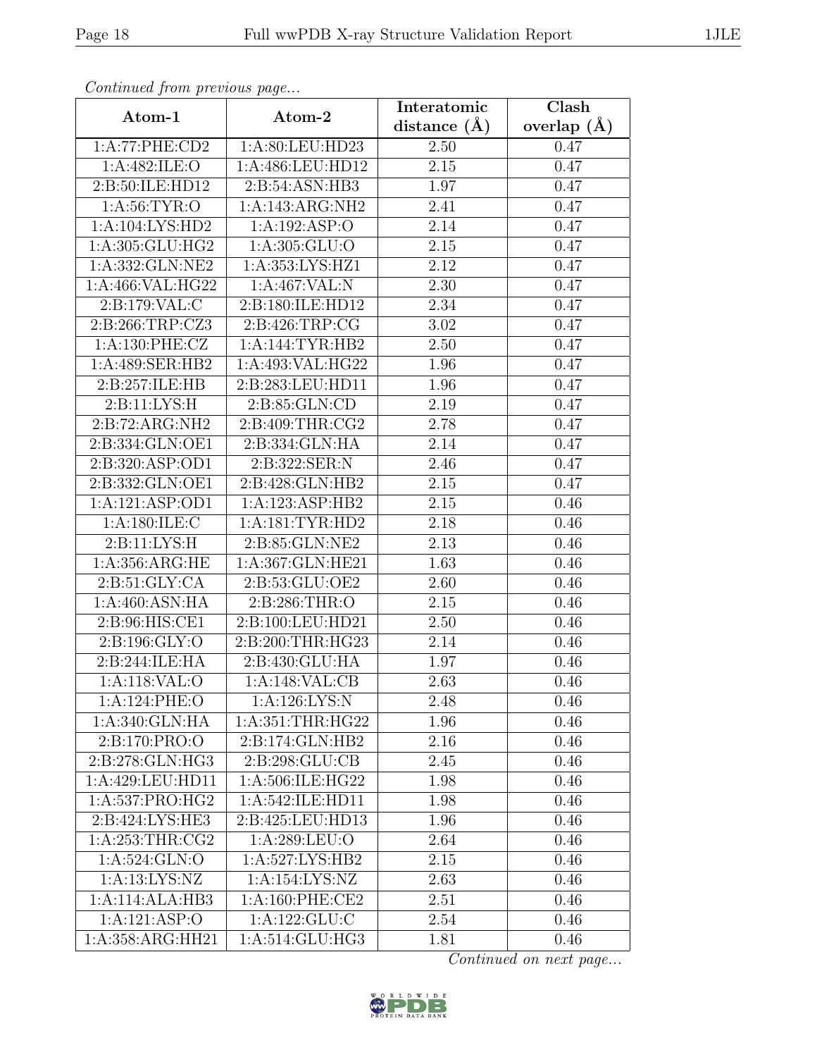*Continued from previous page...*

| Atom-1 | Atom-2 | Interatomic distance (Å) | Clash overlap (Å) |
| --- | --- | --- | --- |
| 1:A:77:PHE:CD2 | 1:A:80:LEU:HD23 | 2.50 | 0.47 |
| 1:A:482:ILE:O | 1:A:486:LEU:HD12 | 2.15 | 0.47 |
| 2:B:50:ILE:HD12 | 2:B:54:ASN:HB3 | 1.97 | 0.47 |
| 1:A:56:TYR:O | 1:A:143:ARG:NH2 | 2.41 | 0.47 |
| 1:A:104:LYS:HD2 | 1:A:192:ASP:O | 2.14 | 0.47 |
| 1:A:305:GLU:HG2 | 1:A:305:GLU:O | 2.15 | 0.47 |
| 1:A:332:GLN:NE2 | 1:A:353:LYS:HZ1 | 2.12 | 0.47 |
| 1:A:466:VAL:HG22 | 1:A:467:VAL:N | 2.30 | 0.47 |
| 2:B:179:VAL:C | 2:B:180:ILE:HD12 | 2.34 | 0.47 |
| 2:B:266:TRP:CZ3 | 2:B:426:TRP:CG | 3.02 | 0.47 |
| 1:A:130:PHE:CZ | 1:A:144:TYR:HB2 | 2.50 | 0.47 |
| 1:A:489:SER:HB2 | 1:A:493:VAL:HG22 | 1.96 | 0.47 |
| 2:B:257:ILE:HB | 2:B:283:LEU:HD11 | 1.96 | 0.47 |
| 2:B:11:LYS:H | 2:B:85:GLN:CD | 2.19 | 0.47 |
| 2:B:72:ARG:NH2 | 2:B:409:THR:CG2 | 2.78 | 0.47 |
| 2:B:334:GLN:OE1 | 2:B:334:GLN:HA | 2.14 | 0.47 |
| 2:B:320:ASP:OD1 | 2:B:322:SER:N | 2.46 | 0.47 |
| 2:B:332:GLN:OE1 | 2:B:428:GLN:HB2 | 2.15 | 0.47 |
| 1:A:121:ASP:OD1 | 1:A:123:ASP:HB2 | 2.15 | 0.46 |
| 1:A:180:ILE:C | 1:A:181:TYR:HD2 | 2.18 | 0.46 |
| 2:B:11:LYS:H | 2:B:85:GLN:NE2 | 2.13 | 0.46 |
| 1:A:356:ARG:HE | 1:A:367:GLN:HE21 | 1.63 | 0.46 |
| 2:B:51:GLY:CA | 2:B:53:GLU:OE2 | 2.60 | 0.46 |
| 1:A:460:ASN:HA | 2:B:286:THR:O | 2.15 | 0.46 |
| 2:B:96:HIS:CE1 | 2:B:100:LEU:HD21 | 2.50 | 0.46 |
| 2:B:196:GLY:O | 2:B:200:THR:HG23 | 2.14 | 0.46 |
| 2:B:244:ILE:HA | 2:B:430:GLU:HA | 1.97 | 0.46 |
| 1:A:118:VAL:O | 1:A:148:VAL:CB | 2.63 | 0.46 |
| 1:A:124:PHE:O | 1:A:126:LYS:N | 2.48 | 0.46 |
| 1:A:340:GLN:HA | 1:A:351:THR:HG22 | 1.96 | 0.46 |
| 2:B:170:PRO:O | 2:B:174:GLN:HB2 | 2.16 | 0.46 |
| 2:B:278:GLN:HG3 | 2:B:298:GLU:CB | 2.45 | 0.46 |
| 1:A:429:LEU:HD11 | 1:A:506:ILE:HG22 | 1.98 | 0.46 |
| 1:A:537:PRO:HG2 | 1:A:542:ILE:HD11 | 1.98 | 0.46 |
| 2:B:424:LYS:HE3 | 2:B:425:LEU:HD13 | 1.96 | 0.46 |
| 1:A:253:THR:CG2 | 1:A:289:LEU:O | 2.64 | 0.46 |
| 1:A:524:GLN:O | 1:A:527:LYS:HB2 | 2.15 | 0.46 |
| 1:A:13:LYS:NZ | 1:A:154:LYS:NZ | 2.63 | 0.46 |
| 1:A:114:ALA:HB3 | 1:A:160:PHE:CE2 | 2.51 | 0.46 |
| 1:A:121:ASP:O | 1:A:122:GLU:C | 2.54 | 0.46 |
| 1:A:358:ARG:HH21 | 1:A:514:GLU:HG3 | 1.81 | 0.46 |

*Continued on next page...*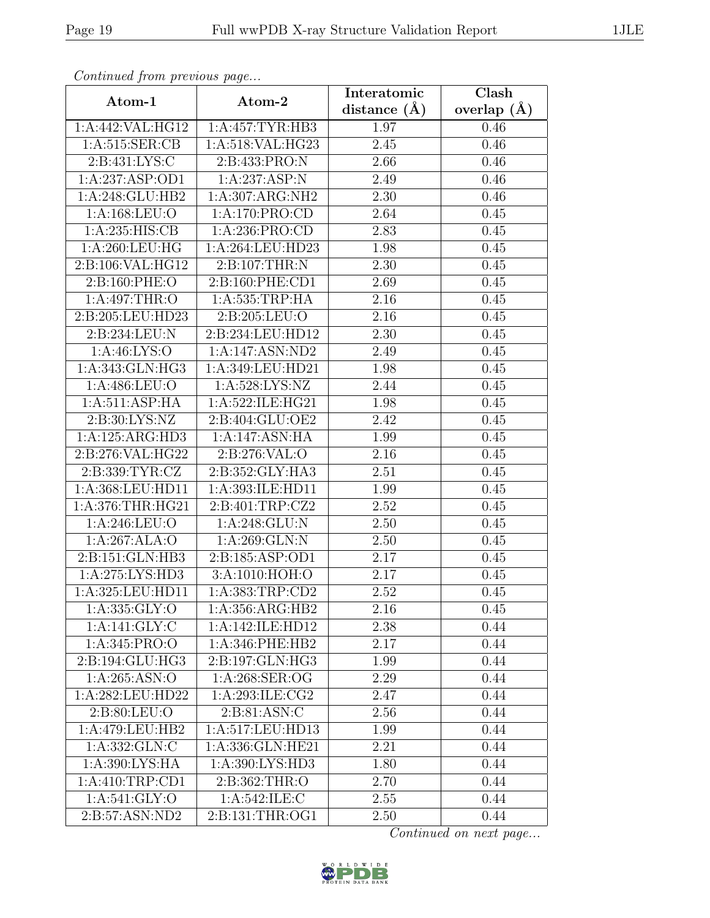*Continued from previous page...*

| Atom-1 | Atom-2 | Interatomic distance (Å) | Clash overlap (Å) |
|---|---|---|---|
| 1:A:442:VAL:HG12 | 1:A:457:TYR:HB3 | 1.97 | 0.46 |
| 1:A:515:SER:CB | 1:A:518:VAL:HG23 | 2.45 | 0.46 |
| 2:B:431:LYS:C | 2:B:433:PRO:N | 2.66 | 0.46 |
| 1:A:237:ASP:OD1 | 1:A:237:ASP:N | 2.49 | 0.46 |
| 1:A:248:GLU:HB2 | 1:A:307:ARG:NH2 | 2.30 | 0.46 |
| 1:A:168:LEU:O | 1:A:170:PRO:CD | 2.64 | 0.45 |
| 1:A:235:HIS:CB | 1:A:236:PRO:CD | 2.83 | 0.45 |
| 1:A:260:LEU:HG | 1:A:264:LEU:HD23 | 1.98 | 0.45 |
| 2:B:106:VAL:HG12 | 2:B:107:THR:N | 2.30 | 0.45 |
| 2:B:160:PHE:O | 2:B:160:PHE:CD1 | 2.69 | 0.45 |
| 1:A:497:THR:O | 1:A:535:TRP:HA | 2.16 | 0.45 |
| 2:B:205:LEU:HD23 | 2:B:205:LEU:O | 2.16 | 0.45 |
| 2:B:234:LEU:N | 2:B:234:LEU:HD12 | 2.30 | 0.45 |
| 1:A:46:LYS:O | 1:A:147:ASN:ND2 | 2.49 | 0.45 |
| 1:A:343:GLN:HG3 | 1:A:349:LEU:HD21 | 1.98 | 0.45 |
| 1:A:486:LEU:O | 1:A:528:LYS:NZ | 2.44 | 0.45 |
| 1:A:511:ASP:HA | 1:A:522:ILE:HG21 | 1.98 | 0.45 |
| 2:B:30:LYS:NZ | 2:B:404:GLU:OE2 | 2.42 | 0.45 |
| 1:A:125:ARG:HD3 | 1:A:147:ASN:HA | 1.99 | 0.45 |
| 2:B:276:VAL:HG22 | 2:B:276:VAL:O | 2.16 | 0.45 |
| 2:B:339:TYR:CZ | 2:B:352:GLY:HA3 | 2.51 | 0.45 |
| 1:A:368:LEU:HD11 | 1:A:393:ILE:HD11 | 1.99 | 0.45 |
| 1:A:376:THR:HG21 | 2:B:401:TRP:CZ2 | 2.52 | 0.45 |
| 1:A:246:LEU:O | 1:A:248:GLU:N | 2.50 | 0.45 |
| 1:A:267:ALA:O | 1:A:269:GLN:N | 2.50 | 0.45 |
| 2:B:151:GLN:HB3 | 2:B:185:ASP:OD1 | 2.17 | 0.45 |
| 1:A:275:LYS:HD3 | 3:A:1010:HOH:O | 2.17 | 0.45 |
| 1:A:325:LEU:HD11 | 1:A:383:TRP:CD2 | 2.52 | 0.45 |
| 1:A:335:GLY:O | 1:A:356:ARG:HB2 | 2.16 | 0.45 |
| 1:A:141:GLY:C | 1:A:142:ILE:HD12 | 2.38 | 0.44 |
| 1:A:345:PRO:O | 1:A:346:PHE:HB2 | 2.17 | 0.44 |
| 2:B:194:GLU:HG3 | 2:B:197:GLN:HG3 | 1.99 | 0.44 |
| 1:A:265:ASN:O | 1:A:268:SER:OG | 2.29 | 0.44 |
| 1:A:282:LEU:HD22 | 1:A:293:ILE:CG2 | 2.47 | 0.44 |
| 2:B:80:LEU:O | 2:B:81:ASN:C | 2.56 | 0.44 |
| 1:A:479:LEU:HB2 | 1:A:517:LEU:HD13 | 1.99 | 0.44 |
| 1:A:332:GLN:C | 1:A:336:GLN:HE21 | 2.21 | 0.44 |
| 1:A:390:LYS:HA | 1:A:390:LYS:HD3 | 1.80 | 0.44 |
| 1:A:410:TRP:CD1 | 2:B:362:THR:O | 2.70 | 0.44 |
| 1:A:541:GLY:O | 1:A:542:ILE:C | 2.55 | 0.44 |
| 2:B:57:ASN:ND2 | 2:B:131:THR:OG1 | 2.50 | 0.44 |

*Continued on next page...*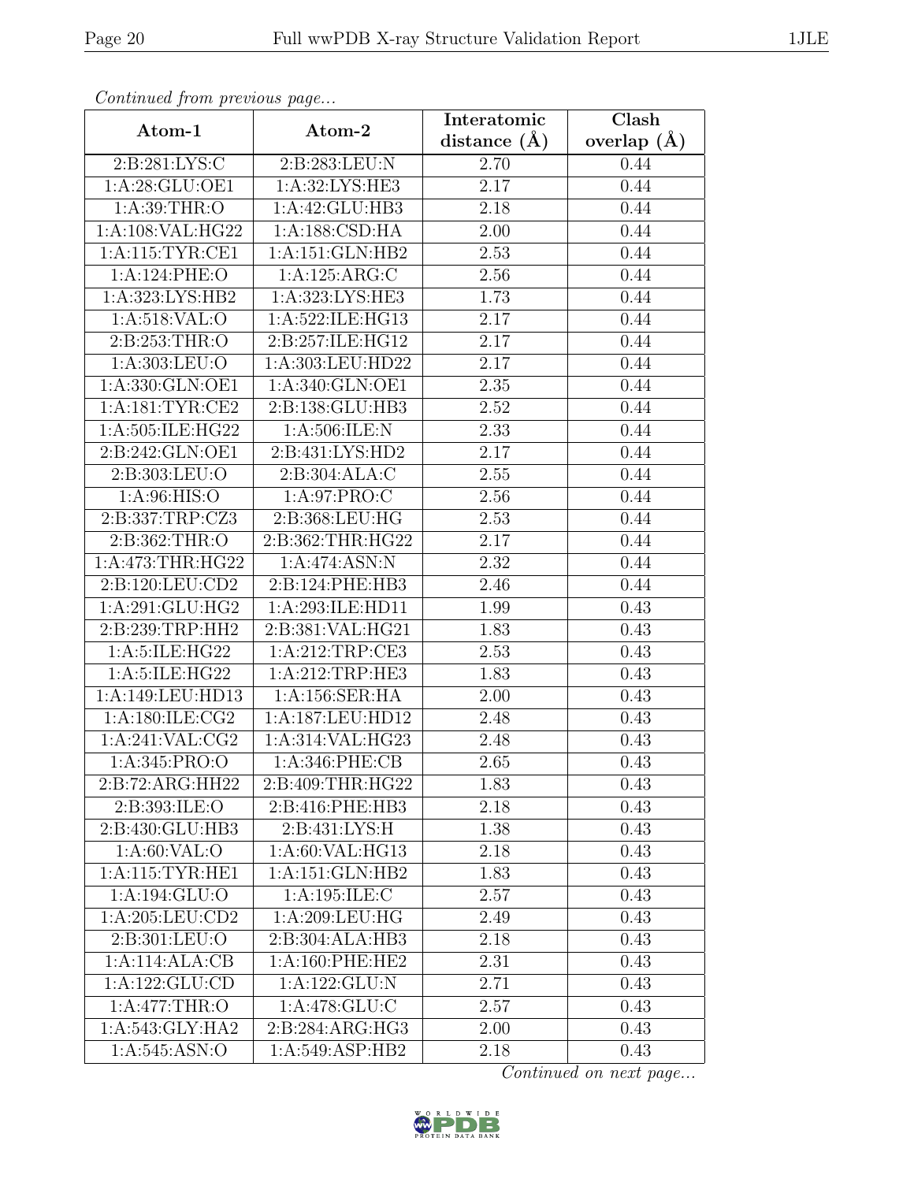*Continued from previous page...*

| Atom-1 | Atom-2 | Interatomic distance (Å) | Clash overlap (Å) |
|---|---|---|---|
| 2:B:281:LYS:C | 2:B:283:LEU:N | 2.70 | 0.44 |
| 1:A:28:GLU:OE1 | 1:A:32:LYS:HE3 | 2.17 | 0.44 |
| 1:A:39:THR:O | 1:A:42:GLU:HB3 | 2.18 | 0.44 |
| 1:A:108:VAL:HG22 | 1:A:188:CSD:HA | 2.00 | 0.44 |
| 1:A:115:TYR:CE1 | 1:A:151:GLN:HB2 | 2.53 | 0.44 |
| 1:A:124:PHE:O | 1:A:125:ARG:C | 2.56 | 0.44 |
| 1:A:323:LYS:HB2 | 1:A:323:LYS:HE3 | 1.73 | 0.44 |
| 1:A:518:VAL:O | 1:A:522:ILE:HG13 | 2.17 | 0.44 |
| 2:B:253:THR:O | 2:B:257:ILE:HG12 | 2.17 | 0.44 |
| 1:A:303:LEU:O | 1:A:303:LEU:HD22 | 2.17 | 0.44 |
| 1:A:330:GLN:OE1 | 1:A:340:GLN:OE1 | 2.35 | 0.44 |
| 1:A:181:TYR:CE2 | 2:B:138:GLU:HB3 | 2.52 | 0.44 |
| 1:A:505:ILE:HG22 | 1:A:506:ILE:N | 2.33 | 0.44 |
| 2:B:242:GLN:OE1 | 2:B:431:LYS:HD2 | 2.17 | 0.44 |
| 2:B:303:LEU:O | 2:B:304:ALA:C | 2.55 | 0.44 |
| 1:A:96:HIS:O | 1:A:97:PRO:C | 2.56 | 0.44 |
| 2:B:337:TRP:CZ3 | 2:B:368:LEU:HG | 2.53 | 0.44 |
| 2:B:362:THR:O | 2:B:362:THR:HG22 | 2.17 | 0.44 |
| 1:A:473:THR:HG22 | 1:A:474:ASN:N | 2.32 | 0.44 |
| 2:B:120:LEU:CD2 | 2:B:124:PHE:HB3 | 2.46 | 0.44 |
| 1:A:291:GLU:HG2 | 1:A:293:ILE:HD11 | 1.99 | 0.43 |
| 2:B:239:TRP:HH2 | 2:B:381:VAL:HG21 | 1.83 | 0.43 |
| 1:A:5:ILE:HG22 | 1:A:212:TRP:CE3 | 2.53 | 0.43 |
| 1:A:5:ILE:HG22 | 1:A:212:TRP:HE3 | 1.83 | 0.43 |
| 1:A:149:LEU:HD13 | 1:A:156:SER:HA | 2.00 | 0.43 |
| 1:A:180:ILE:CG2 | 1:A:187:LEU:HD12 | 2.48 | 0.43 |
| 1:A:241:VAL:CG2 | 1:A:314:VAL:HG23 | 2.48 | 0.43 |
| 1:A:345:PRO:O | 1:A:346:PHE:CB | 2.65 | 0.43 |
| 2:B:72:ARG:HH22 | 2:B:409:THR:HG22 | 1.83 | 0.43 |
| 2:B:393:ILE:O | 2:B:416:PHE:HB3 | 2.18 | 0.43 |
| 2:B:430:GLU:HB3 | 2:B:431:LYS:H | 1.38 | 0.43 |
| 1:A:60:VAL:O | 1:A:60:VAL:HG13 | 2.18 | 0.43 |
| 1:A:115:TYR:HE1 | 1:A:151:GLN:HB2 | 1.83 | 0.43 |
| 1:A:194:GLU:O | 1:A:195:ILE:C | 2.57 | 0.43 |
| 1:A:205:LEU:CD2 | 1:A:209:LEU:HG | 2.49 | 0.43 |
| 2:B:301:LEU:O | 2:B:304:ALA:HB3 | 2.18 | 0.43 |
| 1:A:114:ALA:CB | 1:A:160:PHE:HE2 | 2.31 | 0.43 |
| 1:A:122:GLU:CD | 1:A:122:GLU:N | 2.71 | 0.43 |
| 1:A:477:THR:O | 1:A:478:GLU:C | 2.57 | 0.43 |
| 1:A:543:GLY:HA2 | 2:B:284:ARG:HG3 | 2.00 | 0.43 |
| 1:A:545:ASN:O | 1:A:549:ASP:HB2 | 2.18 | 0.43 |

*Continued on next page...*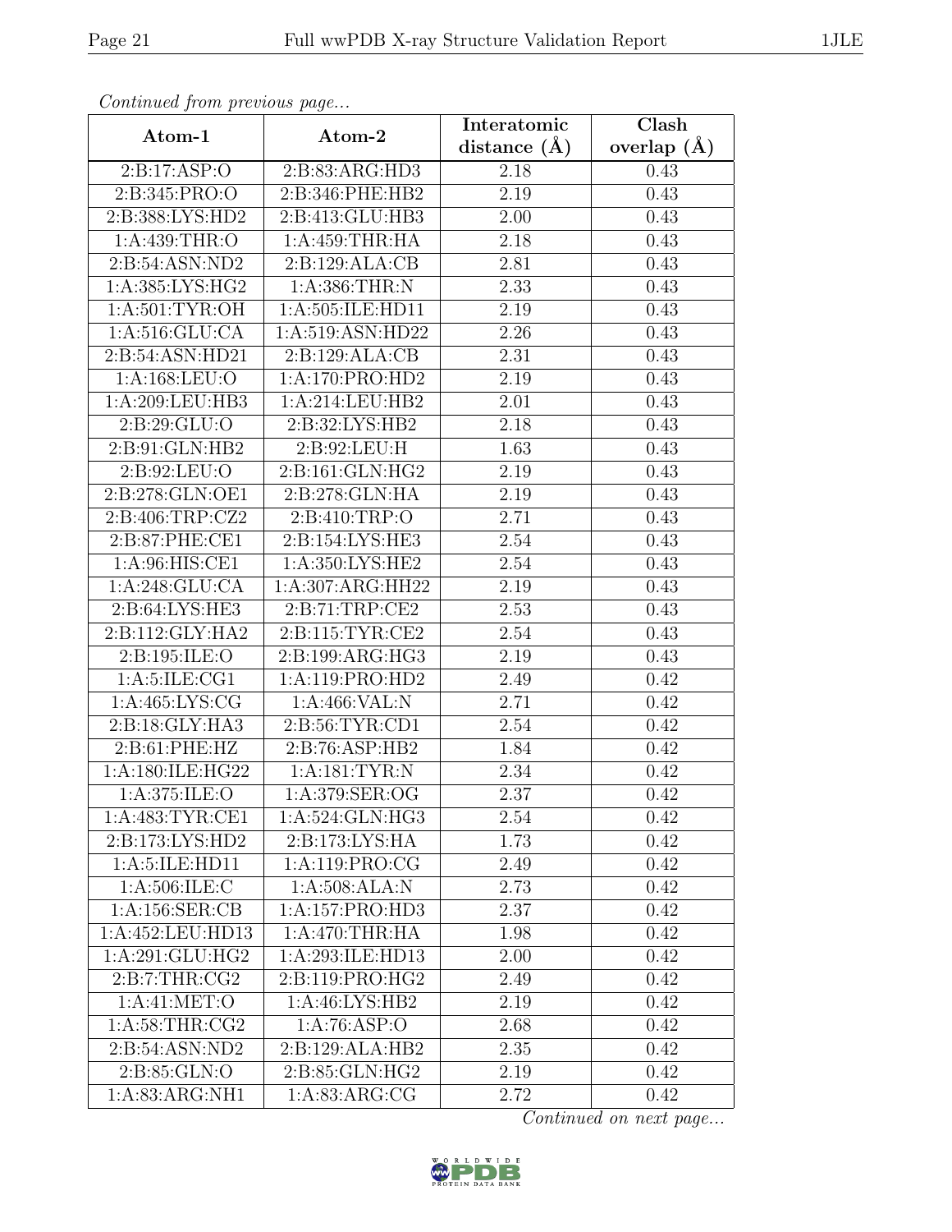*Continued from previous page...*

| Atom-1 | Atom-2 | Interatomic distance (Å) | Clash overlap (Å) |
| --- | --- | --- | --- |
| 2:B:17:ASP:O | 2:B:83:ARG:HD3 | 2.18 | 0.43 |
| 2:B:345:PRO:O | 2:B:346:PHE:HB2 | 2.19 | 0.43 |
| 2:B:388:LYS:HD2 | 2:B:413:GLU:HB3 | 2.00 | 0.43 |
| 1:A:439:THR:O | 1:A:459:THR:HA | 2.18 | 0.43 |
| 2:B:54:ASN:ND2 | 2:B:129:ALA:CB | 2.81 | 0.43 |
| 1:A:385:LYS:HG2 | 1:A:386:THR:N | 2.33 | 0.43 |
| 1:A:501:TYR:OH | 1:A:505:ILE:HD11 | 2.19 | 0.43 |
| 1:A:516:GLU:CA | 1:A:519:ASN:HD22 | 2.26 | 0.43 |
| 2:B:54:ASN:HD21 | 2:B:129:ALA:CB | 2.31 | 0.43 |
| 1:A:168:LEU:O | 1:A:170:PRO:HD2 | 2.19 | 0.43 |
| 1:A:209:LEU:HB3 | 1:A:214:LEU:HB2 | 2.01 | 0.43 |
| 2:B:29:GLU:O | 2:B:32:LYS:HB2 | 2.18 | 0.43 |
| 2:B:91:GLN:HB2 | 2:B:92:LEU:H | 1.63 | 0.43 |
| 2:B:92:LEU:O | 2:B:161:GLN:HG2 | 2.19 | 0.43 |
| 2:B:278:GLN:OE1 | 2:B:278:GLN:HA | 2.19 | 0.43 |
| 2:B:406:TRP:CZ2 | 2:B:410:TRP:O | 2.71 | 0.43 |
| 2:B:87:PHE:CE1 | 2:B:154:LYS:HE3 | 2.54 | 0.43 |
| 1:A:96:HIS:CE1 | 1:A:350:LYS:HE2 | 2.54 | 0.43 |
| 1:A:248:GLU:CA | 1:A:307:ARG:HH22 | 2.19 | 0.43 |
| 2:B:64:LYS:HE3 | 2:B:71:TRP:CE2 | 2.53 | 0.43 |
| 2:B:112:GLY:HA2 | 2:B:115:TYR:CE2 | 2.54 | 0.43 |
| 2:B:195:ILE:O | 2:B:199:ARG:HG3 | 2.19 | 0.43 |
| 1:A:5:ILE:CG1 | 1:A:119:PRO:HD2 | 2.49 | 0.42 |
| 1:A:465:LYS:CG | 1:A:466:VAL:N | 2.71 | 0.42 |
| 2:B:18:GLY:HA3 | 2:B:56:TYR:CD1 | 2.54 | 0.42 |
| 2:B:61:PHE:HZ | 2:B:76:ASP:HB2 | 1.84 | 0.42 |
| 1:A:180:ILE:HG22 | 1:A:181:TYR:N | 2.34 | 0.42 |
| 1:A:375:ILE:O | 1:A:379:SER:OG | 2.37 | 0.42 |
| 1:A:483:TYR:CE1 | 1:A:524:GLN:HG3 | 2.54 | 0.42 |
| 2:B:173:LYS:HD2 | 2:B:173:LYS:HA | 1.73 | 0.42 |
| 1:A:5:ILE:HD11 | 1:A:119:PRO:CG | 2.49 | 0.42 |
| 1:A:506:ILE:C | 1:A:508:ALA:N | 2.73 | 0.42 |
| 1:A:156:SER:CB | 1:A:157:PRO:HD3 | 2.37 | 0.42 |
| 1:A:452:LEU:HD13 | 1:A:470:THR:HA | 1.98 | 0.42 |
| 1:A:291:GLU:HG2 | 1:A:293:ILE:HD13 | 2.00 | 0.42 |
| 2:B:7:THR:CG2 | 2:B:119:PRO:HG2 | 2.49 | 0.42 |
| 1:A:41:MET:O | 1:A:46:LYS:HB2 | 2.19 | 0.42 |
| 1:A:58:THR:CG2 | 1:A:76:ASP:O | 2.68 | 0.42 |
| 2:B:54:ASN:ND2 | 2:B:129:ALA:HB2 | 2.35 | 0.42 |
| 2:B:85:GLN:O | 2:B:85:GLN:HG2 | 2.19 | 0.42 |
| 1:A:83:ARG:NH1 | 1:A:83:ARG:CG | 2.72 | 0.42 |

*Continued on next page...*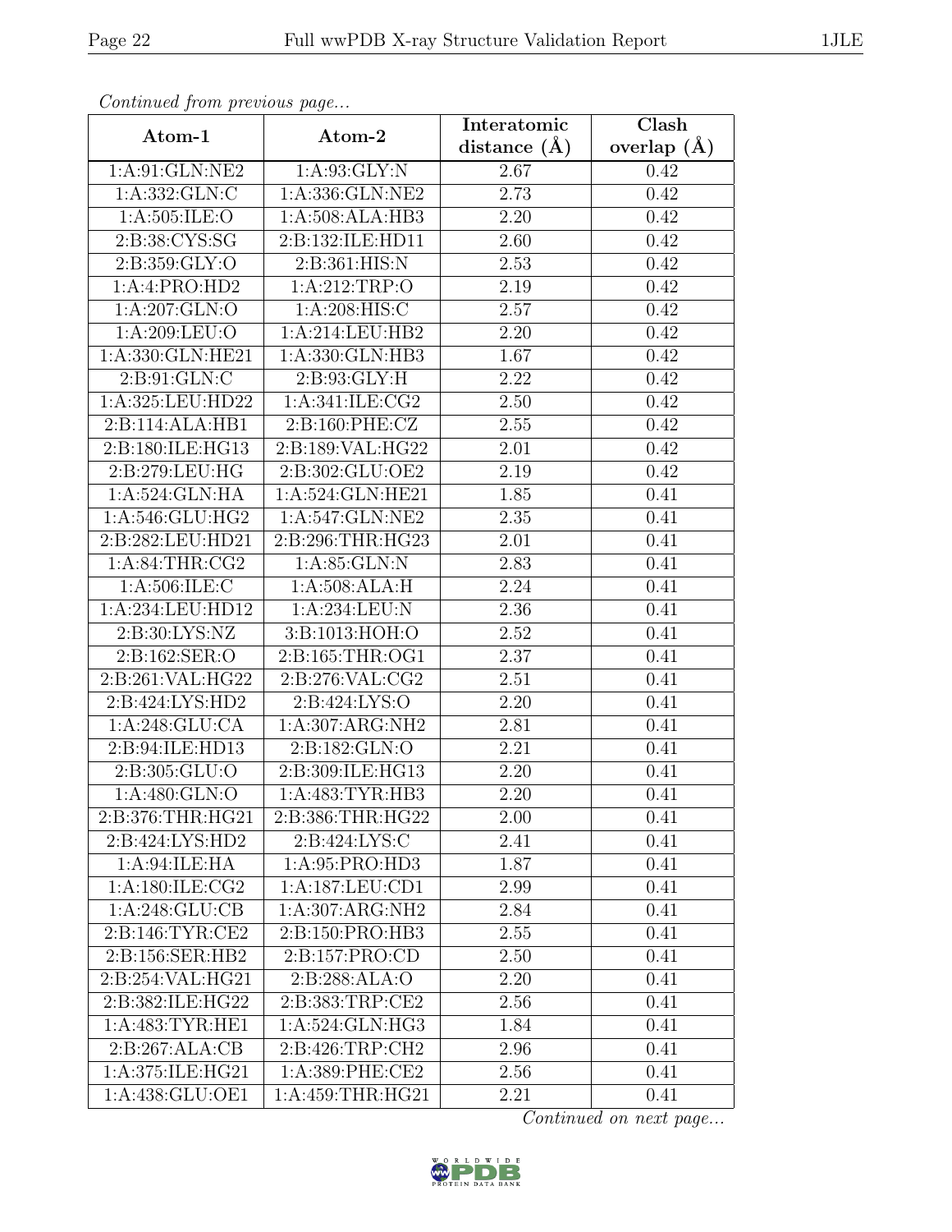*Continued from previous page...*

| Atom-1 | Atom-2 | Interatomic distance (Å) | Clash overlap (Å) |
|---|---|---|---|
| 1:A:91:GLN:NE2 | 1:A:93:GLY:N | 2.67 | 0.42 |
| 1:A:332:GLN:C | 1:A:336:GLN:NE2 | 2.73 | 0.42 |
| 1:A:505:ILE:O | 1:A:508:ALA:HB3 | 2.20 | 0.42 |
| 2:B:38:CYS:SG | 2:B:132:ILE:HD11 | 2.60 | 0.42 |
| 2:B:359:GLY:O | 2:B:361:HIS:N | 2.53 | 0.42 |
| 1:A:4:PRO:HD2 | 1:A:212:TRP:O | 2.19 | 0.42 |
| 1:A:207:GLN:O | 1:A:208:HIS:C | 2.57 | 0.42 |
| 1:A:209:LEU:O | 1:A:214:LEU:HB2 | 2.20 | 0.42 |
| 1:A:330:GLN:HE21 | 1:A:330:GLN:HB3 | 1.67 | 0.42 |
| 2:B:91:GLN:C | 2:B:93:GLY:H | 2.22 | 0.42 |
| 1:A:325:LEU:HD22 | 1:A:341:ILE:CG2 | 2.50 | 0.42 |
| 2:B:114:ALA:HB1 | 2:B:160:PHE:CZ | 2.55 | 0.42 |
| 2:B:180:ILE:HG13 | 2:B:189:VAL:HG22 | 2.01 | 0.42 |
| 2:B:279:LEU:HG | 2:B:302:GLU:OE2 | 2.19 | 0.42 |
| 1:A:524:GLN:HA | 1:A:524:GLN:HE21 | 1.85 | 0.41 |
| 1:A:546:GLU:HG2 | 1:A:547:GLN:NE2 | 2.35 | 0.41 |
| 2:B:282:LEU:HD21 | 2:B:296:THR:HG23 | 2.01 | 0.41 |
| 1:A:84:THR:CG2 | 1:A:85:GLN:N | 2.83 | 0.41 |
| 1:A:506:ILE:C | 1:A:508:ALA:H | 2.24 | 0.41 |
| 1:A:234:LEU:HD12 | 1:A:234:LEU:N | 2.36 | 0.41 |
| 2:B:30:LYS:NZ | 3:B:1013:HOH:O | 2.52 | 0.41 |
| 2:B:162:SER:O | 2:B:165:THR:OG1 | 2.37 | 0.41 |
| 2:B:261:VAL:HG22 | 2:B:276:VAL:CG2 | 2.51 | 0.41 |
| 2:B:424:LYS:HD2 | 2:B:424:LYS:O | 2.20 | 0.41 |
| 1:A:248:GLU:CA | 1:A:307:ARG:NH2 | 2.81 | 0.41 |
| 2:B:94:ILE:HD13 | 2:B:182:GLN:O | 2.21 | 0.41 |
| 2:B:305:GLU:O | 2:B:309:ILE:HG13 | 2.20 | 0.41 |
| 1:A:480:GLN:O | 1:A:483:TYR:HB3 | 2.20 | 0.41 |
| 2:B:376:THR:HG21 | 2:B:386:THR:HG22 | 2.00 | 0.41 |
| 2:B:424:LYS:HD2 | 2:B:424:LYS:C | 2.41 | 0.41 |
| 1:A:94:ILE:HA | 1:A:95:PRO:HD3 | 1.87 | 0.41 |
| 1:A:180:ILE:CG2 | 1:A:187:LEU:CD1 | 2.99 | 0.41 |
| 1:A:248:GLU:CB | 1:A:307:ARG:NH2 | 2.84 | 0.41 |
| 2:B:146:TYR:CE2 | 2:B:150:PRO:HB3 | 2.55 | 0.41 |
| 2:B:156:SER:HB2 | 2:B:157:PRO:CD | 2.50 | 0.41 |
| 2:B:254:VAL:HG21 | 2:B:288:ALA:O | 2.20 | 0.41 |
| 2:B:382:ILE:HG22 | 2:B:383:TRP:CE2 | 2.56 | 0.41 |
| 1:A:483:TYR:HE1 | 1:A:524:GLN:HG3 | 1.84 | 0.41 |
| 2:B:267:ALA:CB | 2:B:426:TRP:CH2 | 2.96 | 0.41 |
| 1:A:375:ILE:HG21 | 1:A:389:PHE:CE2 | 2.56 | 0.41 |
| 1:A:438:GLU:OE1 | 1:A:459:THR:HG21 | 2.21 | 0.41 |

*Continued on next page...*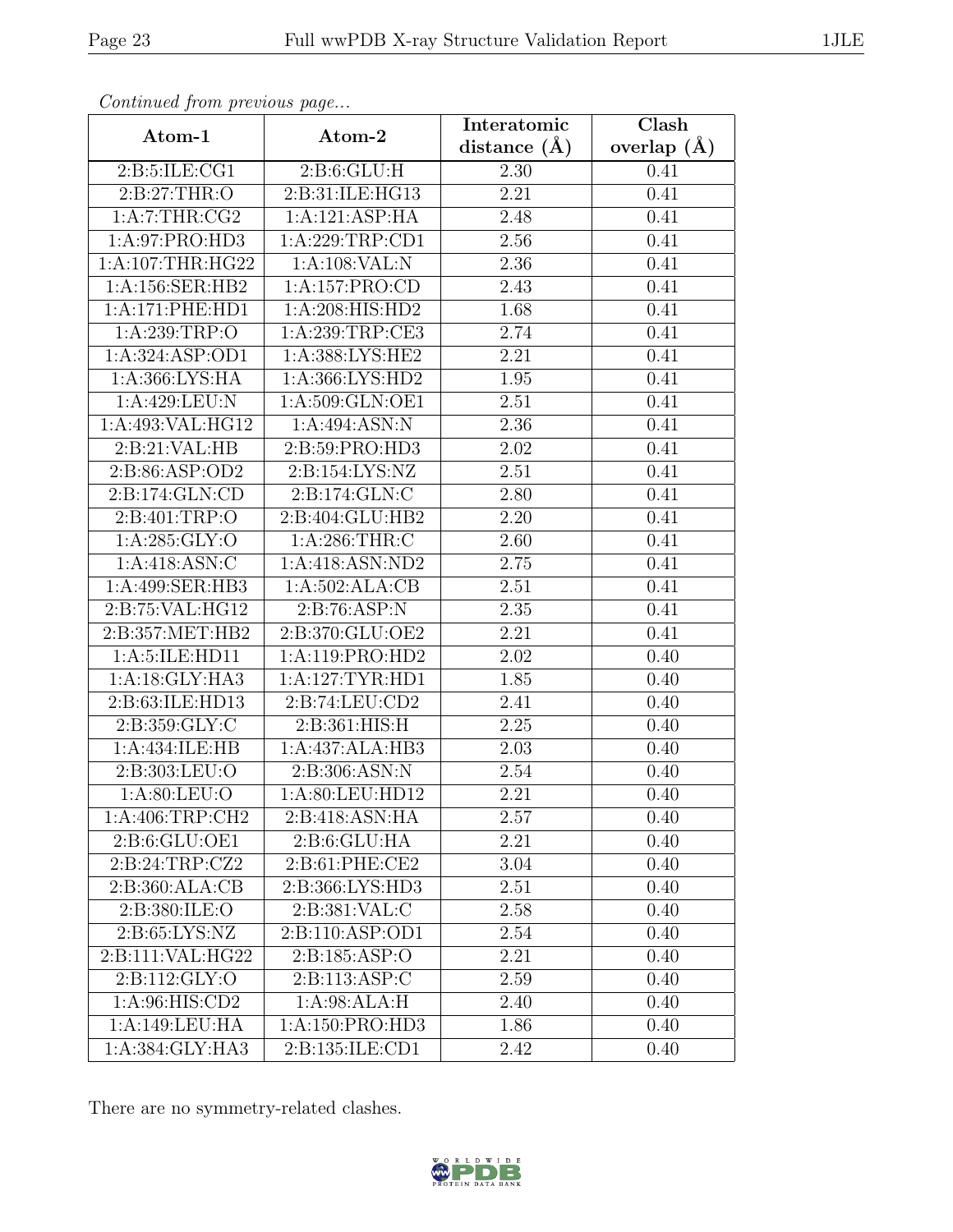*Continued from previous page...*

| Atom-1 | Atom-2 | Interatomic distance (Å) | Clash overlap (Å) |
| --- | --- | --- | --- |
| 2:B:5:ILE:CG1 | 2:B:6:GLU:H | 2.30 | 0.41 |
| 2:B:27:THR:O | 2:B:31:ILE:HG13 | 2.21 | 0.41 |
| 1:A:7:THR:CG2 | 1:A:121:ASP:HA | 2.48 | 0.41 |
| 1:A:97:PRO:HD3 | 1:A:229:TRP:CD1 | 2.56 | 0.41 |
| 1:A:107:THR:HG22 | 1:A:108:VAL:N | 2.36 | 0.41 |
| 1:A:156:SER:HB2 | 1:A:157:PRO:CD | 2.43 | 0.41 |
| 1:A:171:PHE:HD1 | 1:A:208:HIS:HD2 | 1.68 | 0.41 |
| 1:A:239:TRP:O | 1:A:239:TRP:CE3 | 2.74 | 0.41 |
| 1:A:324:ASP:OD1 | 1:A:388:LYS:HE2 | 2.21 | 0.41 |
| 1:A:366:LYS:HA | 1:A:366:LYS:HD2 | 1.95 | 0.41 |
| 1:A:429:LEU:N | 1:A:509:GLN:OE1 | 2.51 | 0.41 |
| 1:A:493:VAL:HG12 | 1:A:494:ASN:N | 2.36 | 0.41 |
| 2:B:21:VAL:HB | 2:B:59:PRO:HD3 | 2.02 | 0.41 |
| 2:B:86:ASP:OD2 | 2:B:154:LYS:NZ | 2.51 | 0.41 |
| 2:B:174:GLN:CD | 2:B:174:GLN:C | 2.80 | 0.41 |
| 2:B:401:TRP:O | 2:B:404:GLU:HB2 | 2.20 | 0.41 |
| 1:A:285:GLY:O | 1:A:286:THR:C | 2.60 | 0.41 |
| 1:A:418:ASN:C | 1:A:418:ASN:ND2 | 2.75 | 0.41 |
| 1:A:499:SER:HB3 | 1:A:502:ALA:CB | 2.51 | 0.41 |
| 2:B:75:VAL:HG12 | 2:B:76:ASP:N | 2.35 | 0.41 |
| 2:B:357:MET:HB2 | 2:B:370:GLU:OE2 | 2.21 | 0.41 |
| 1:A:5:ILE:HD11 | 1:A:119:PRO:HD2 | 2.02 | 0.40 |
| 1:A:18:GLY:HA3 | 1:A:127:TYR:HD1 | 1.85 | 0.40 |
| 2:B:63:ILE:HD13 | 2:B:74:LEU:CD2 | 2.41 | 0.40 |
| 2:B:359:GLY:C | 2:B:361:HIS:H | 2.25 | 0.40 |
| 1:A:434:ILE:HB | 1:A:437:ALA:HB3 | 2.03 | 0.40 |
| 2:B:303:LEU:O | 2:B:306:ASN:N | 2.54 | 0.40 |
| 1:A:80:LEU:O | 1:A:80:LEU:HD12 | 2.21 | 0.40 |
| 1:A:406:TRP:CH2 | 2:B:418:ASN:HA | 2.57 | 0.40 |
| 2:B:6:GLU:OE1 | 2:B:6:GLU:HA | 2.21 | 0.40 |
| 2:B:24:TRP:CZ2 | 2:B:61:PHE:CE2 | 3.04 | 0.40 |
| 2:B:360:ALA:CB | 2:B:366:LYS:HD3 | 2.51 | 0.40 |
| 2:B:380:ILE:O | 2:B:381:VAL:C | 2.58 | 0.40 |
| 2:B:65:LYS:NZ | 2:B:110:ASP:OD1 | 2.54 | 0.40 |
| 2:B:111:VAL:HG22 | 2:B:185:ASP:O | 2.21 | 0.40 |
| 2:B:112:GLY:O | 2:B:113:ASP:C | 2.59 | 0.40 |
| 1:A:96:HIS:CD2 | 1:A:98:ALA:H | 2.40 | 0.40 |
| 1:A:149:LEU:HA | 1:A:150:PRO:HD3 | 1.86 | 0.40 |
| 1:A:384:GLY:HA3 | 2:B:135:ILE:CD1 | 2.42 | 0.40 |

There are no symmetry-related clashes.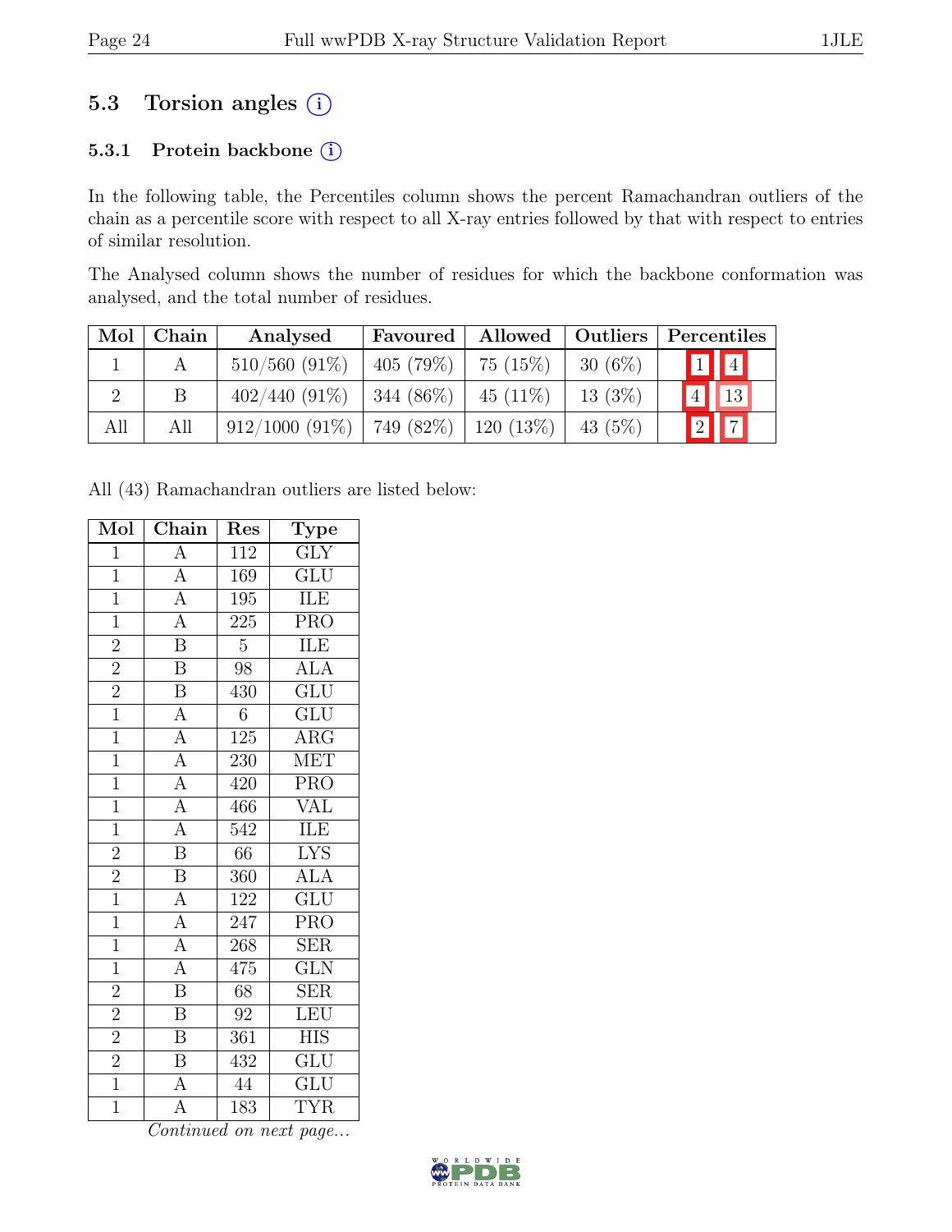## 5.3 Torsion angles (i)

### 5.3.1 Protein backbone (i)

In the following table, the Percentiles column shows the percent Ramachandran outliers of the chain as a percentile score with respect to all X-ray entries followed by that with respect to entries of similar resolution.

The Analysed column shows the number of residues for which the backbone conformation was analysed, and the total number of residues.

| Mol | Chain | Analysed | Favoured | Allowed | Outliers | Percentiles | |
|---|---|---|---|---|---|---|---|
| 1 | A | 510/560 (91%) | 405 (79%) | 75 (15%) | 30 (6%) | 1 | 4 |
| 2 | B | 402/440 (91%) | 344 (86%) | 45 (11%) | 13 (3%) | 4 | 13 |
| All | All | 912/1000 (91%) | 749 (82%) | 120 (13%) | 43 (5%) | 2 | 7 |

All (43) Ramachandran outliers are listed below:

| Mol | Chain | Res | Type |
|---|---|---|---|
| 1 | A | 112 | GLY |
| 1 | A | 169 | GLU |
| 1 | A | 195 | ILE |
| 1 | A | 225 | PRO |
| 2 | B | 5 | ILE |
| 2 | B | 98 | ALA |
| 2 | B | 430 | GLU |
| 1 | A | 6 | GLU |
| 1 | A | 125 | ARG |
| 1 | A | 230 | MET |
| 1 | A | 420 | PRO |
| 1 | A | 466 | VAL |
| 1 | A | 542 | ILE |
| 2 | B | 66 | LYS |
| 2 | B | 360 | ALA |
| 1 | A | 122 | GLU |
| 1 | A | 247 | PRO |
| 1 | A | 268 | SER |
| 1 | A | 475 | GLN |
| 2 | B | 68 | SER |
| 2 | B | 92 | LEU |
| 2 | B | 361 | HIS |
| 2 | B | 432 | GLU |
| 1 | A | 44 | GLU |
| 1 | A | 183 | TYR |

*Continued on next page...*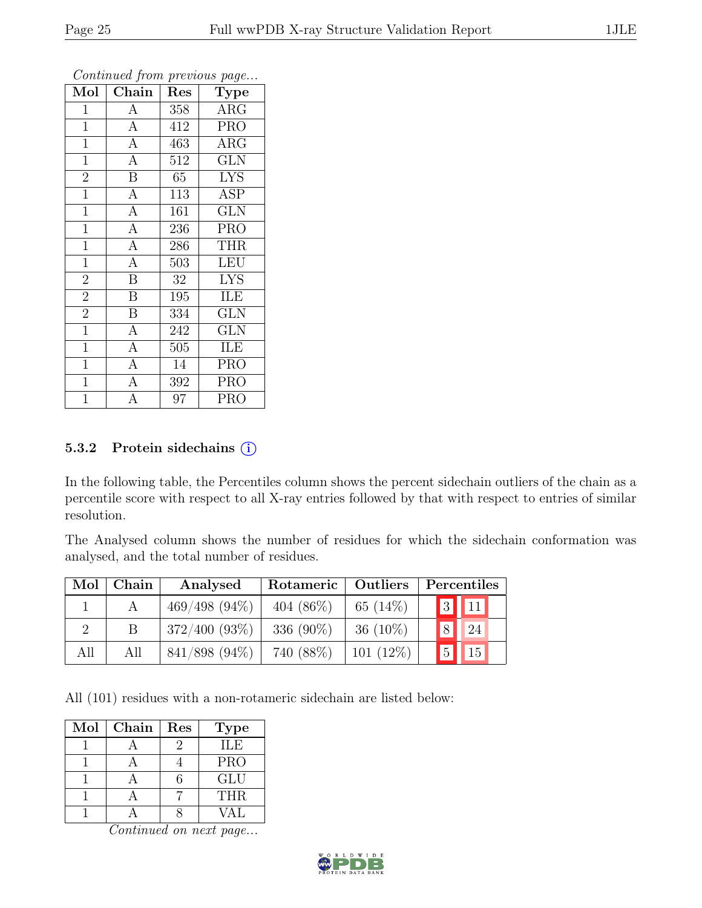*Continued from previous page...*

| Mol | Chain | Res | Type |
|---|---|---|---|
| 1 | A | 358 | ARG |
| 1 | A | 412 | PRO |
| 1 | A | 463 | ARG |
| 1 | A | 512 | GLN |
| 2 | B | 65 | LYS |
| 1 | A | 113 | ASP |
| 1 | A | 161 | GLN |
| 1 | A | 236 | PRO |
| 1 | A | 286 | THR |
| 1 | A | 503 | LEU |
| 2 | B | 32 | LYS |
| 2 | B | 195 | ILE |
| 2 | B | 334 | GLN |
| 1 | A | 242 | GLN |
| 1 | A | 505 | ILE |
| 1 | A | 14 | PRO |
| 1 | A | 392 | PRO |
| 1 | A | 97 | PRO |

### 5.3.2 Protein sidechains (i)

In the following table, the Percentiles column shows the percent sidechain outliers of the chain as a percentile score with respect to all X-ray entries followed by that with respect to entries of similar resolution.

The Analysed column shows the number of residues for which the sidechain conformation was analysed, and the total number of residues.

| Mol | Chain | Analysed | Rotameric | Outliers | Percentiles | |
|---|---|---|---|---|---|---|
| 1 | A | 469/498 (94%) | 404 (86%) | 65 (14%) | 3 | 11 |
| 2 | B | 372/400 (93%) | 336 (90%) | 36 (10%) | 8 | 24 |
| All | All | 841/898 (94%) | 740 (88%) | 101 (12%) | 5 | 15 |

All (101) residues with a non-rotameric sidechain are listed below:

| Mol | Chain | Res | Type |
|---|---|---|---|
| 1 | A | 2 | ILE |
| 1 | A | 4 | PRO |
| 1 | A | 6 | GLU |
| 1 | A | 7 | THR |
| 1 | A | 8 | VAL |

*Continued on next page...*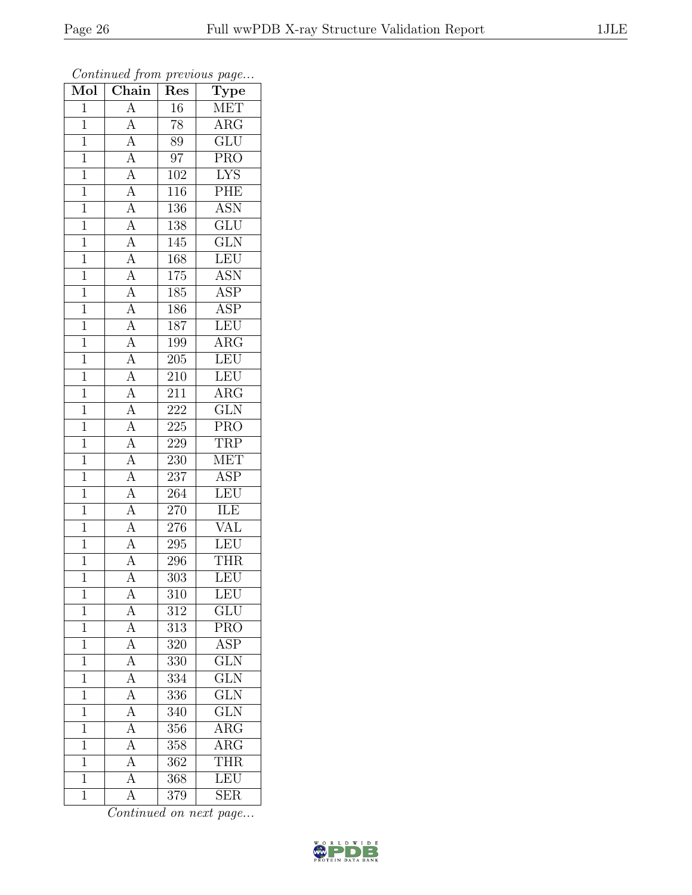*Continued from previous page...*

| Mol | Chain | Res | Type |
|---|---|---|---|
| 1 | A | 16 | MET |
| 1 | A | 78 | ARG |
| 1 | A | 89 | GLU |
| 1 | A | 97 | PRO |
| 1 | A | 102 | LYS |
| 1 | A | 116 | PHE |
| 1 | A | 136 | ASN |
| 1 | A | 138 | GLU |
| 1 | A | 145 | GLN |
| 1 | A | 168 | LEU |
| 1 | A | 175 | ASN |
| 1 | A | 185 | ASP |
| 1 | A | 186 | ASP |
| 1 | A | 187 | LEU |
| 1 | A | 199 | ARG |
| 1 | A | 205 | LEU |
| 1 | A | 210 | LEU |
| 1 | A | 211 | ARG |
| 1 | A | 222 | GLN |
| 1 | A | 225 | PRO |
| 1 | A | 229 | TRP |
| 1 | A | 230 | MET |
| 1 | A | 237 | ASP |
| 1 | A | 264 | LEU |
| 1 | A | 270 | ILE |
| 1 | A | 276 | VAL |
| 1 | A | 295 | LEU |
| 1 | A | 296 | THR |
| 1 | A | 303 | LEU |
| 1 | A | 310 | LEU |
| 1 | A | 312 | GLU |
| 1 | A | 313 | PRO |
| 1 | A | 320 | ASP |
| 1 | A | 330 | GLN |
| 1 | A | 334 | GLN |
| 1 | A | 336 | GLN |
| 1 | A | 340 | GLN |
| 1 | A | 356 | ARG |
| 1 | A | 358 | ARG |
| 1 | A | 362 | THR |
| 1 | A | 368 | LEU |
| 1 | A | 379 | SER |

*Continued on next page...*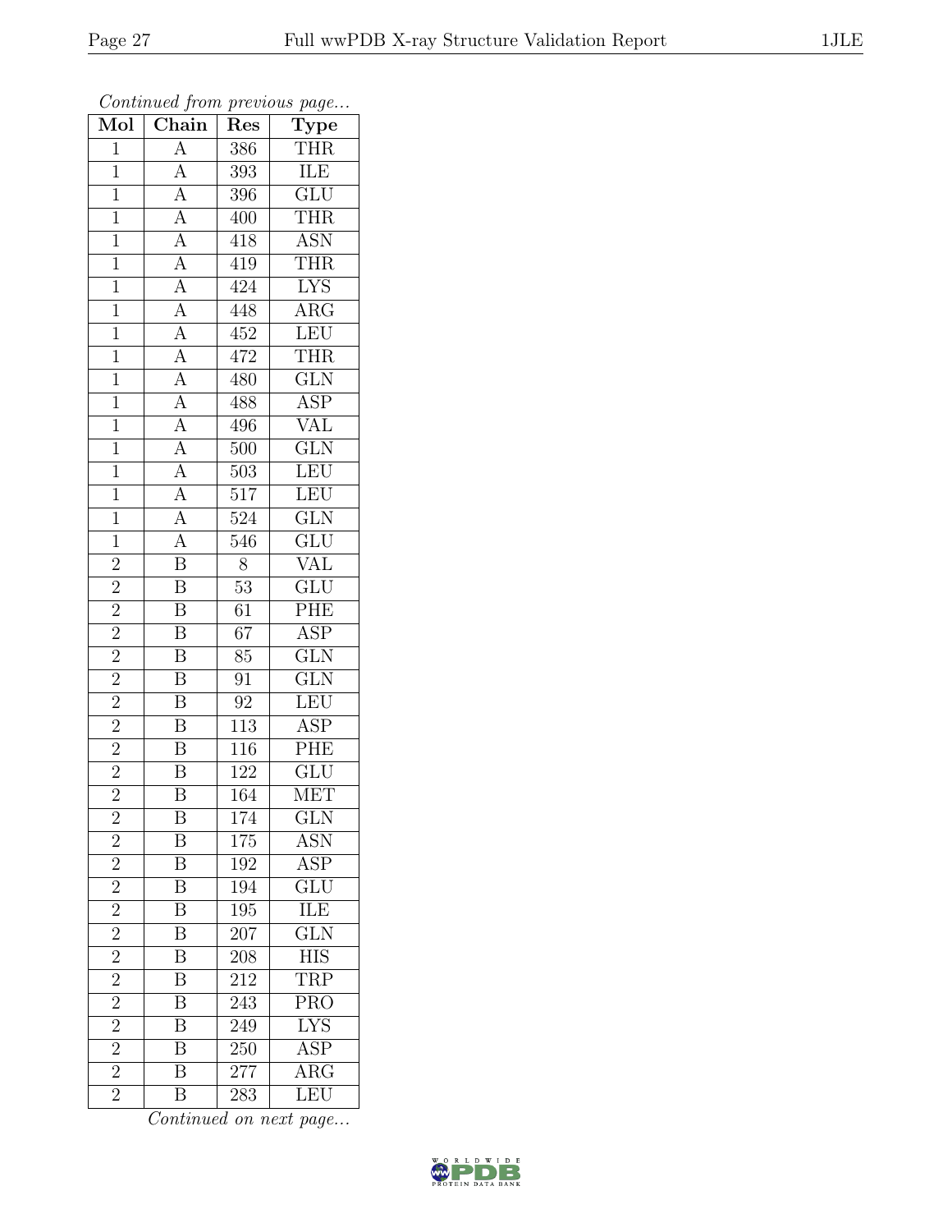*Continued from previous page...*

| Mol | Chain | Res | Type |
|---|---|---|---|
| 1 | A | 386 | THR |
| 1 | A | 393 | ILE |
| 1 | A | 396 | GLU |
| 1 | A | 400 | THR |
| 1 | A | 418 | ASN |
| 1 | A | 419 | THR |
| 1 | A | 424 | LYS |
| 1 | A | 448 | ARG |
| 1 | A | 452 | LEU |
| 1 | A | 472 | THR |
| 1 | A | 480 | GLN |
| 1 | A | 488 | ASP |
| 1 | A | 496 | VAL |
| 1 | A | 500 | GLN |
| 1 | A | 503 | LEU |
| 1 | A | 517 | LEU |
| 1 | A | 524 | GLN |
| 1 | A | 546 | GLU |
| 2 | B | 8 | VAL |
| 2 | B | 53 | GLU |
| 2 | B | 61 | PHE |
| 2 | B | 67 | ASP |
| 2 | B | 85 | GLN |
| 2 | B | 91 | GLN |
| 2 | B | 92 | LEU |
| 2 | B | 113 | ASP |
| 2 | B | 116 | PHE |
| 2 | B | 122 | GLU |
| 2 | B | 164 | MET |
| 2 | B | 174 | GLN |
| 2 | B | 175 | ASN |
| 2 | B | 192 | ASP |
| 2 | B | 194 | GLU |
| 2 | B | 195 | ILE |
| 2 | B | 207 | GLN |
| 2 | B | 208 | HIS |
| 2 | B | 212 | TRP |
| 2 | B | 243 | PRO |
| 2 | B | 249 | LYS |
| 2 | B | 250 | ASP |
| 2 | B | 277 | ARG |
| 2 | B | 283 | LEU |

*Continued on next page...*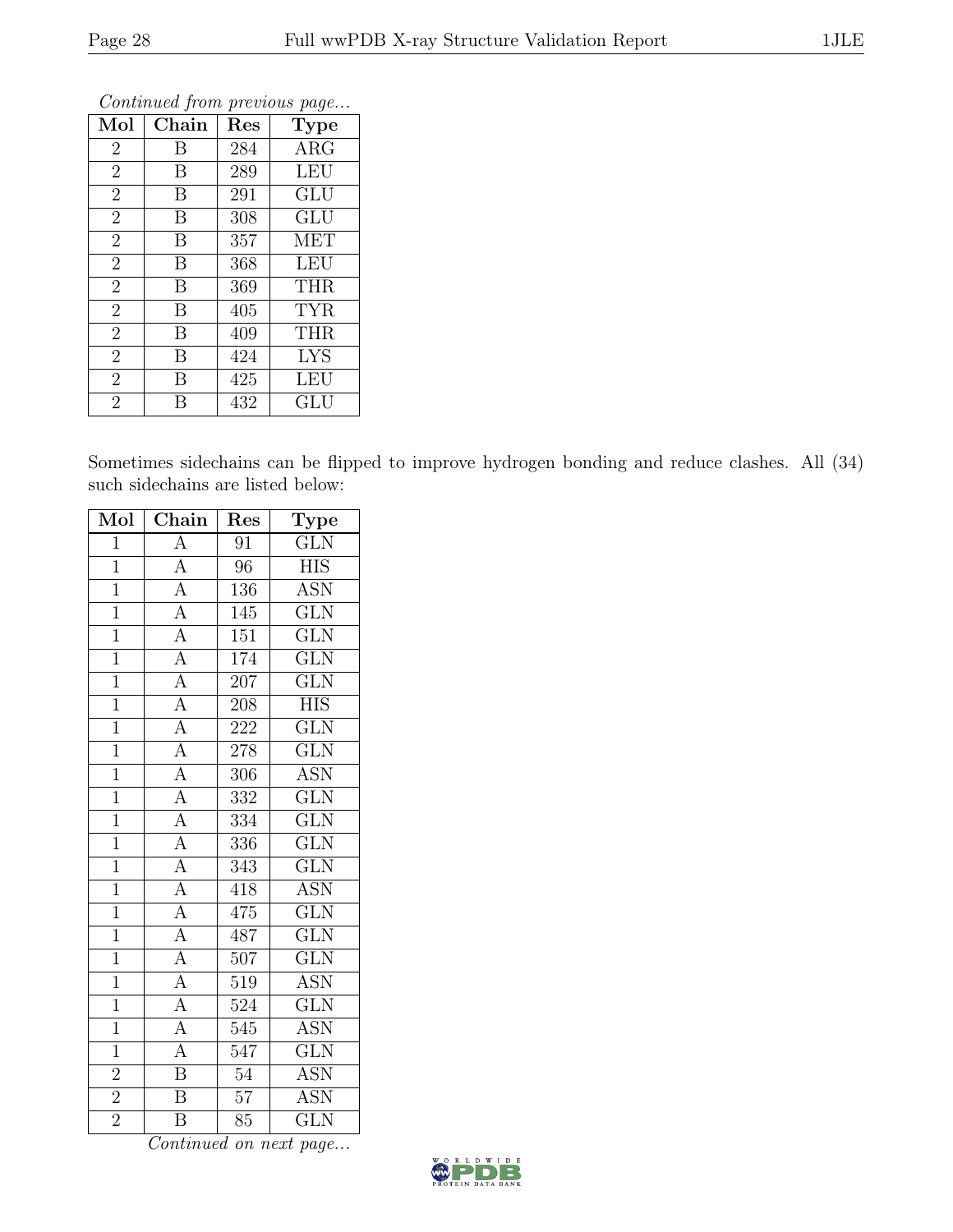*Continued from previous page...*

| Mol | Chain | Res | Type |
|---|---|---|---|
| 2 | B | 284 | ARG |
| 2 | B | 289 | LEU |
| 2 | B | 291 | GLU |
| 2 | B | 308 | GLU |
| 2 | B | 357 | MET |
| 2 | B | 368 | LEU |
| 2 | B | 369 | THR |
| 2 | B | 405 | TYR |
| 2 | B | 409 | THR |
| 2 | B | 424 | LYS |
| 2 | B | 425 | LEU |
| 2 | B | 432 | GLU |

Sometimes sidechains can be flipped to improve hydrogen bonding and reduce clashes. All (34) such sidechains are listed below:

| Mol | Chain | Res | Type |
|---|---|---|---|
| 1 | A | 91 | GLN |
| 1 | A | 96 | HIS |
| 1 | A | 136 | ASN |
| 1 | A | 145 | GLN |
| 1 | A | 151 | GLN |
| 1 | A | 174 | GLN |
| 1 | A | 207 | GLN |
| 1 | A | 208 | HIS |
| 1 | A | 222 | GLN |
| 1 | A | 278 | GLN |
| 1 | A | 306 | ASN |
| 1 | A | 332 | GLN |
| 1 | A | 334 | GLN |
| 1 | A | 336 | GLN |
| 1 | A | 343 | GLN |
| 1 | A | 418 | ASN |
| 1 | A | 475 | GLN |
| 1 | A | 487 | GLN |
| 1 | A | 507 | GLN |
| 1 | A | 519 | ASN |
| 1 | A | 524 | GLN |
| 1 | A | 545 | ASN |
| 1 | A | 547 | GLN |
| 2 | B | 54 | ASN |
| 2 | B | 57 | ASN |
| 2 | B | 85 | GLN |

*Continued on next page...*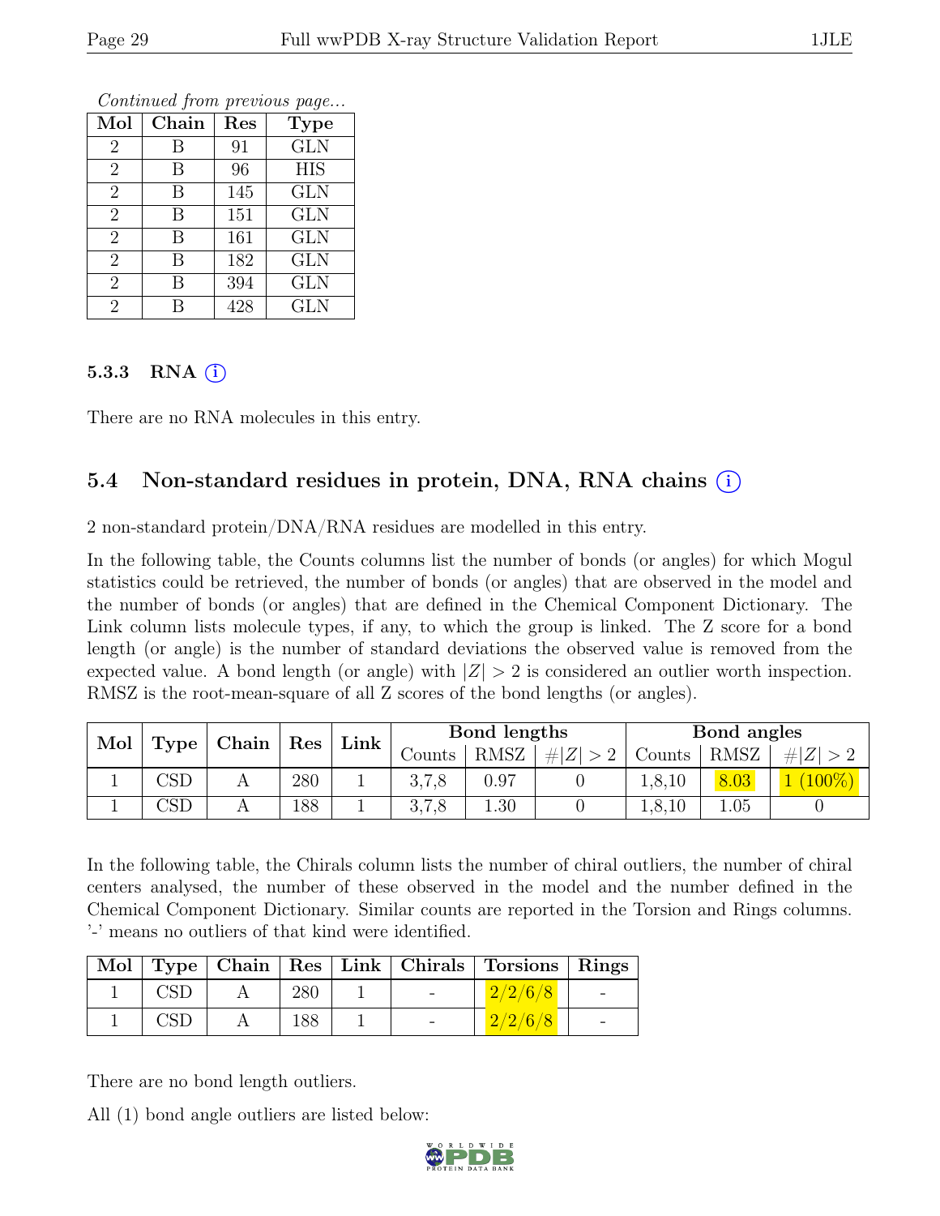*Continued from previous page...*

| Mol | Chain | Res | Type |
|---|---|---|---|
| 2 | B | 91 | GLN |
| 2 | B | 96 | HIS |
| 2 | B | 145 | GLN |
| 2 | B | 151 | GLN |
| 2 | B | 161 | GLN |
| 2 | B | 182 | GLN |
| 2 | B | 394 | GLN |
| 2 | B | 428 | GLN |

### 5.3.3 RNA (i)

There are no RNA molecules in this entry.

## 5.4 Non-standard residues in protein, DNA, RNA chains (i)

2 non-standard protein/DNA/RNA residues are modelled in this entry.

In the following table, the Counts columns list the number of bonds (or angles) for which Mogul statistics could be retrieved, the number of bonds (or angles) that are observed in the model and the number of bonds (or angles) that are defined in the Chemical Component Dictionary. The Link column lists molecule types, if any, to which the group is linked. The Z score for a bond length (or angle) is the number of standard deviations the observed value is removed from the expected value. A bond length (or angle) with $|Z| > 2$ is considered an outlier worth inspection. RMSZ is the root-mean-square of all Z scores of the bond lengths (or angles).

| Mol | Type | Chain | Res | Link | Bond lengths | | | Bond angles | | |
|---|---|---|---|---|---|---|---|---|---|---|
| | | | | | Counts | RMSZ | $\#\|Z\| > 2$ | Counts | RMSZ | $\#\|Z\| > 2$ |
| 1 | CSD | A | 280 | 1 | 3,7,8 | 0.97 | 0 | 1,8,10 | 8.03 | 1 (100%) |
| 1 | CSD | A | 188 | 1 | 3,7,8 | 1.30 | 0 | 1,8,10 | 1.05 | 0 |

In the following table, the Chirals column lists the number of chiral outliers, the number of chiral centers analysed, the number of these observed in the model and the number defined in the Chemical Component Dictionary. Similar counts are reported in the Torsion and Rings columns. '-' means no outliers of that kind were identified.

| Mol | Type | Chain | Res | Link | Chirals | Torsions | Rings |
|---|---|---|---|---|---|---|---|
| 1 | CSD | A | 280 | 1 | - | 2/2/6/8 | - |
| 1 | CSD | A | 188 | 1 | - | 2/2/6/8 | - |

There are no bond length outliers.

All (1) bond angle outliers are listed below: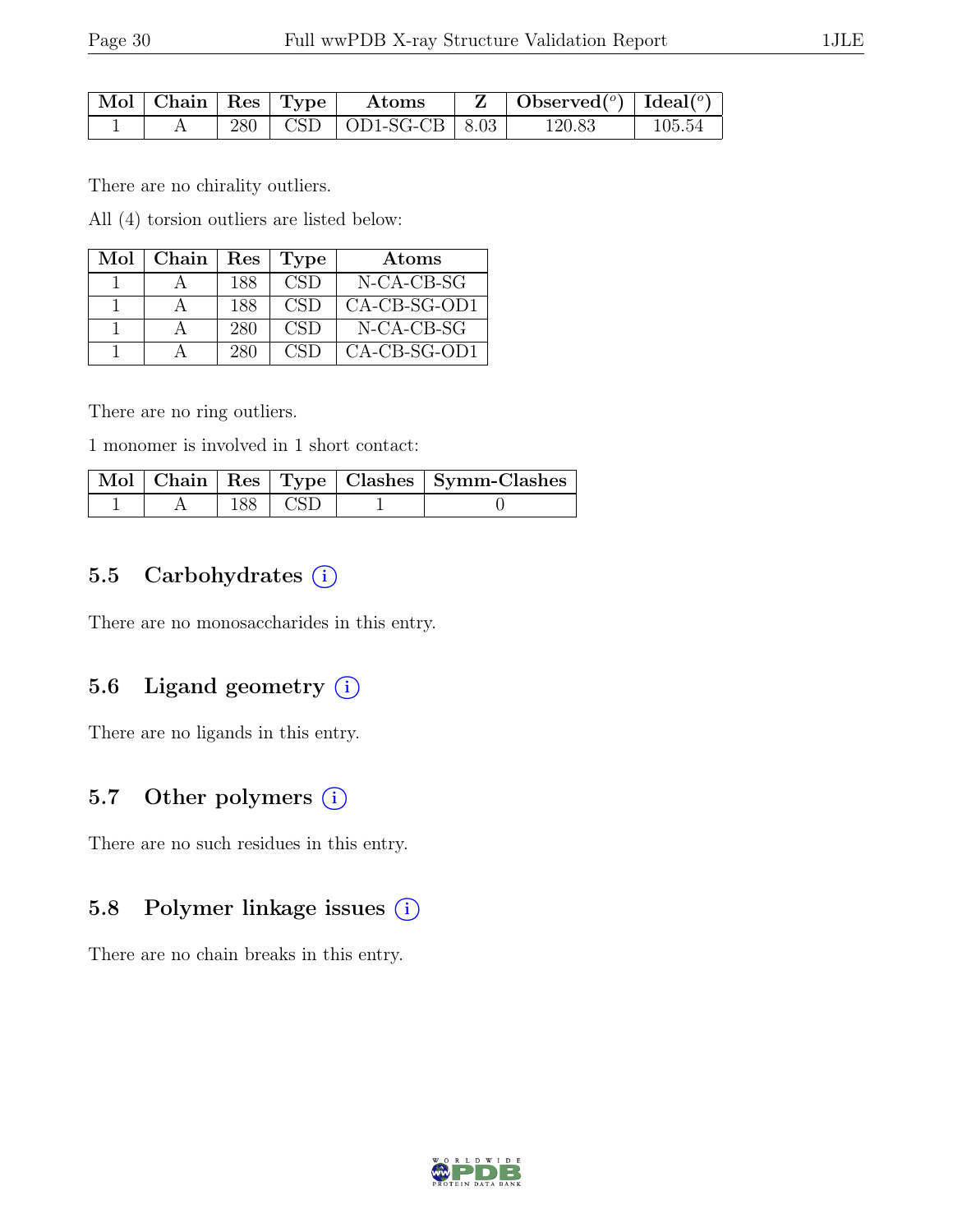| Mol | Chain | Res | Type | Atoms | Z | Observed(°) | Ideal(°) |
|---|---|---|---|---|---|---|---|
| 1 | A | 280 | CSD | OD1-SG-CB | 8.03 | 120.83 | 105.54 |

There are no chirality outliers.

All (4) torsion outliers are listed below:

| Mol | Chain | Res | Type | Atoms |
|---|---|---|---|---|
| 1 | A | 188 | CSD | N-CA-CB-SG |
| 1 | A | 188 | CSD | CA-CB-SG-OD1 |
| 1 | A | 280 | CSD | N-CA-CB-SG |
| 1 | A | 280 | CSD | CA-CB-SG-OD1 |

There are no ring outliers.

1 monomer is involved in 1 short contact:

| Mol | Chain | Res | Type | Clashes | Symm-Clashes |
|---|---|---|---|---|---|
| 1 | A | 188 | CSD | 1 | 0 |

## 5.5 Carbohydrates

There are no monosaccharides in this entry.

## 5.6 Ligand geometry

There are no ligands in this entry.

## 5.7 Other polymers

There are no such residues in this entry.

## 5.8 Polymer linkage issues

There are no chain breaks in this entry.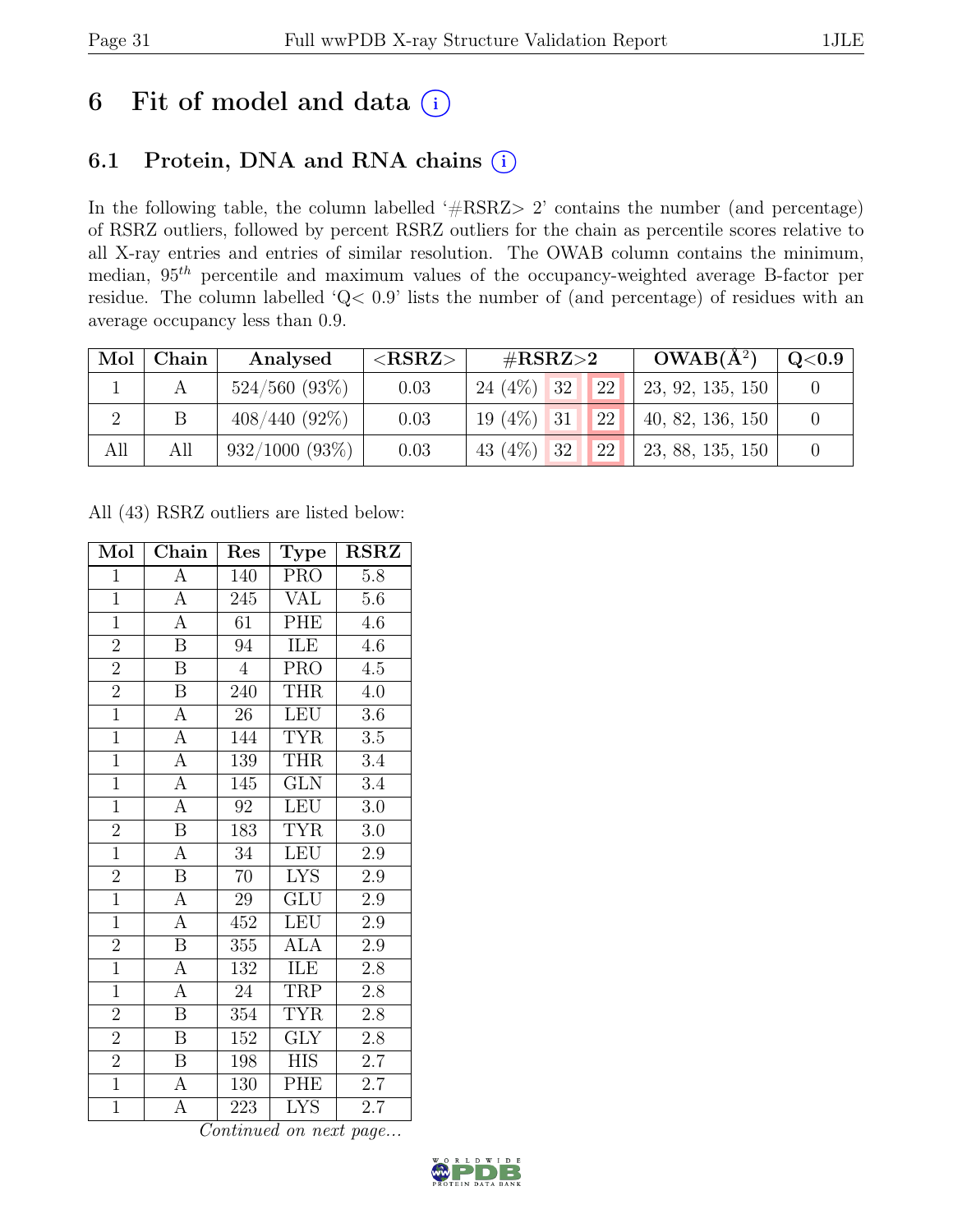# 6 Fit of model and data

## 6.1 Protein, DNA and RNA chains

In the following table, the column labelled '#RSRZ> 2' contains the number (and percentage) of RSRZ outliers, followed by percent RSRZ outliers for the chain as percentile scores relative to all X-ray entries and entries of similar resolution. The OWAB column contains the minimum, median, $95^{th}$ percentile and maximum values of the occupancy-weighted average B-factor per residue. The column labelled 'Q< 0.9' lists the number of (and percentage) of residues with an average occupancy less than 0.9.

| Mol | Chain | Analysed | <RSRZ> | #RSRZ>2 | | | OWAB(Å$^2$) | Q<0.9 |
|---|---|---|---|---|---|---|---|---|
| 1 | A | 524/560 (93%) | 0.03 | 24 (4%) | 32 | 22 | 23, 92, 135, 150 | 0 |
| 2 | B | 408/440 (92%) | 0.03 | 19 (4%) | 31 | 22 | 40, 82, 136, 150 | 0 |
| All | All | 932/1000 (93%) | 0.03 | 43 (4%) | 32 | 22 | 23, 88, 135, 150 | 0 |

All (43) RSRZ outliers are listed below:

| Mol | Chain | Res | Type | RSRZ |
|---|---|---|---|---|
| 1 | A | 140 | PRO | 5.8 |
| 1 | A | 245 | VAL | 5.6 |
| 1 | A | 61 | PHE | 4.6 |
| 2 | B | 94 | ILE | 4.6 |
| 2 | B | 4 | PRO | 4.5 |
| 2 | B | 240 | THR | 4.0 |
| 1 | A | 26 | LEU | 3.6 |
| 1 | A | 144 | TYR | 3.5 |
| 1 | A | 139 | THR | 3.4 |
| 1 | A | 145 | GLN | 3.4 |
| 1 | A | 92 | LEU | 3.0 |
| 2 | B | 183 | TYR | 3.0 |
| 1 | A | 34 | LEU | 2.9 |
| 2 | B | 70 | LYS | 2.9 |
| 1 | A | 29 | GLU | 2.9 |
| 1 | A | 452 | LEU | 2.9 |
| 2 | B | 355 | ALA | 2.9 |
| 1 | A | 132 | ILE | 2.8 |
| 1 | A | 24 | TRP | 2.8 |
| 2 | B | 354 | TYR | 2.8 |
| 2 | B | 152 | GLY | 2.8 |
| 2 | B | 198 | HIS | 2.7 |
| 1 | A | 130 | PHE | 2.7 |
| 1 | A | 223 | LYS | 2.7 |

*Continued on next page...*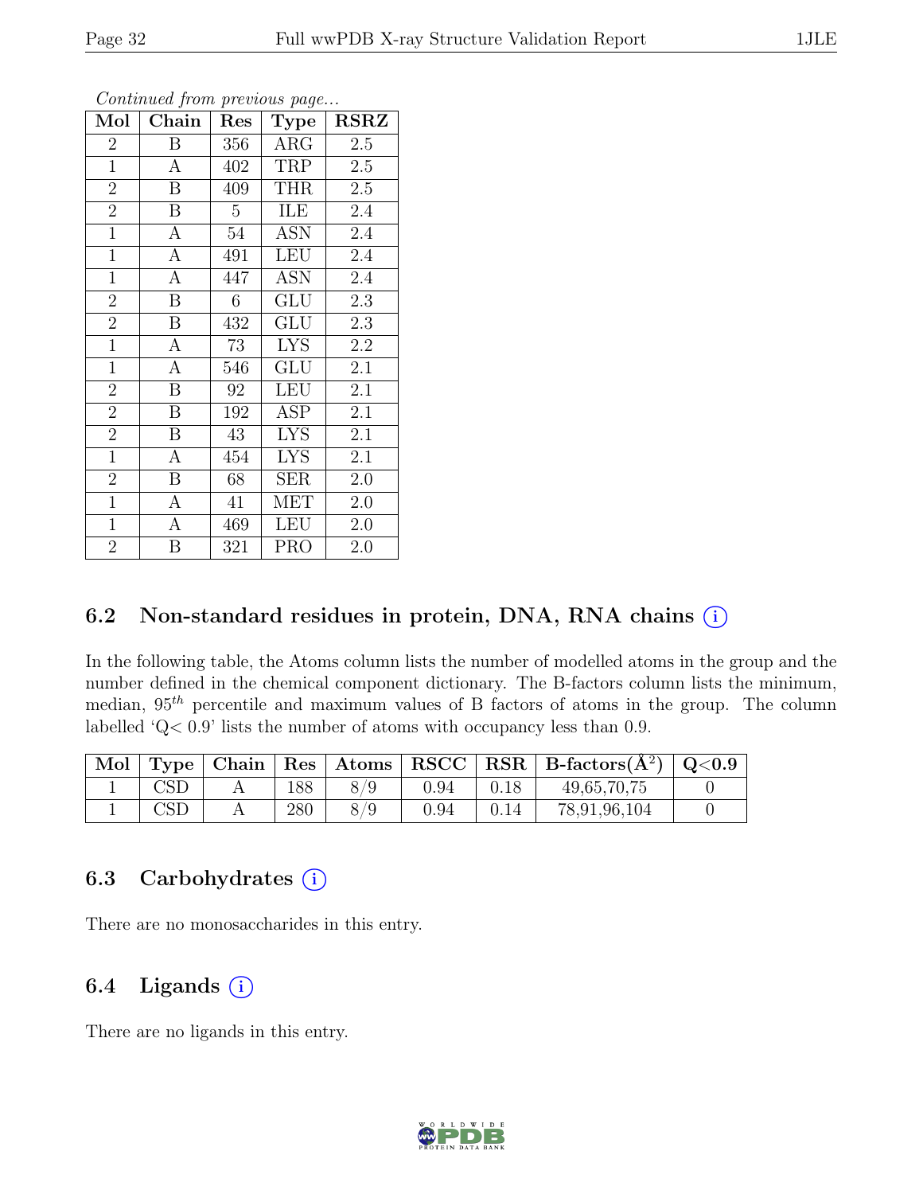*Continued from previous page...*

| Mol | Chain | Res | Type | RSRZ |
|---|---|---|---|---|
| 2 | B | 356 | ARG | 2.5 |
| 1 | A | 402 | TRP | 2.5 |
| 2 | B | 409 | THR | 2.5 |
| 2 | B | 5 | ILE | 2.4 |
| 1 | A | 54 | ASN | 2.4 |
| 1 | A | 491 | LEU | 2.4 |
| 1 | A | 447 | ASN | 2.4 |
| 2 | B | 6 | GLU | 2.3 |
| 2 | B | 432 | GLU | 2.3 |
| 1 | A | 73 | LYS | 2.2 |
| 1 | A | 546 | GLU | 2.1 |
| 2 | B | 92 | LEU | 2.1 |
| 2 | B | 192 | ASP | 2.1 |
| 2 | B | 43 | LYS | 2.1 |
| 1 | A | 454 | LYS | 2.1 |
| 2 | B | 68 | SER | 2.0 |
| 1 | A | 41 | MET | 2.0 |
| 1 | A | 469 | LEU | 2.0 |
| 2 | B | 321 | PRO | 2.0 |

## 6.2 Non-standard residues in protein, DNA, RNA chains (i)

In the following table, the Atoms column lists the number of modelled atoms in the group and the number defined in the chemical component dictionary. The B-factors column lists the minimum, median, $95^{th}$ percentile and maximum values of B factors of atoms in the group. The column labelled 'Q< 0.9' lists the number of atoms with occupancy less than 0.9.

| Mol | Type | Chain | Res | Atoms | RSCC | RSR | B-factors($Å^2$) | Q<0.9 |
|---|---|---|---|---|---|---|---|---|
| 1 | CSD | A | 188 | 8/9 | 0.94 | 0.18 | 49,65,70,75 | 0 |
| 1 | CSD | A | 280 | 8/9 | 0.94 | 0.14 | 78,91,96,104 | 0 |

## 6.3 Carbohydrates (i)

There are no monosaccharides in this entry.

## 6.4 Ligands (i)

There are no ligands in this entry.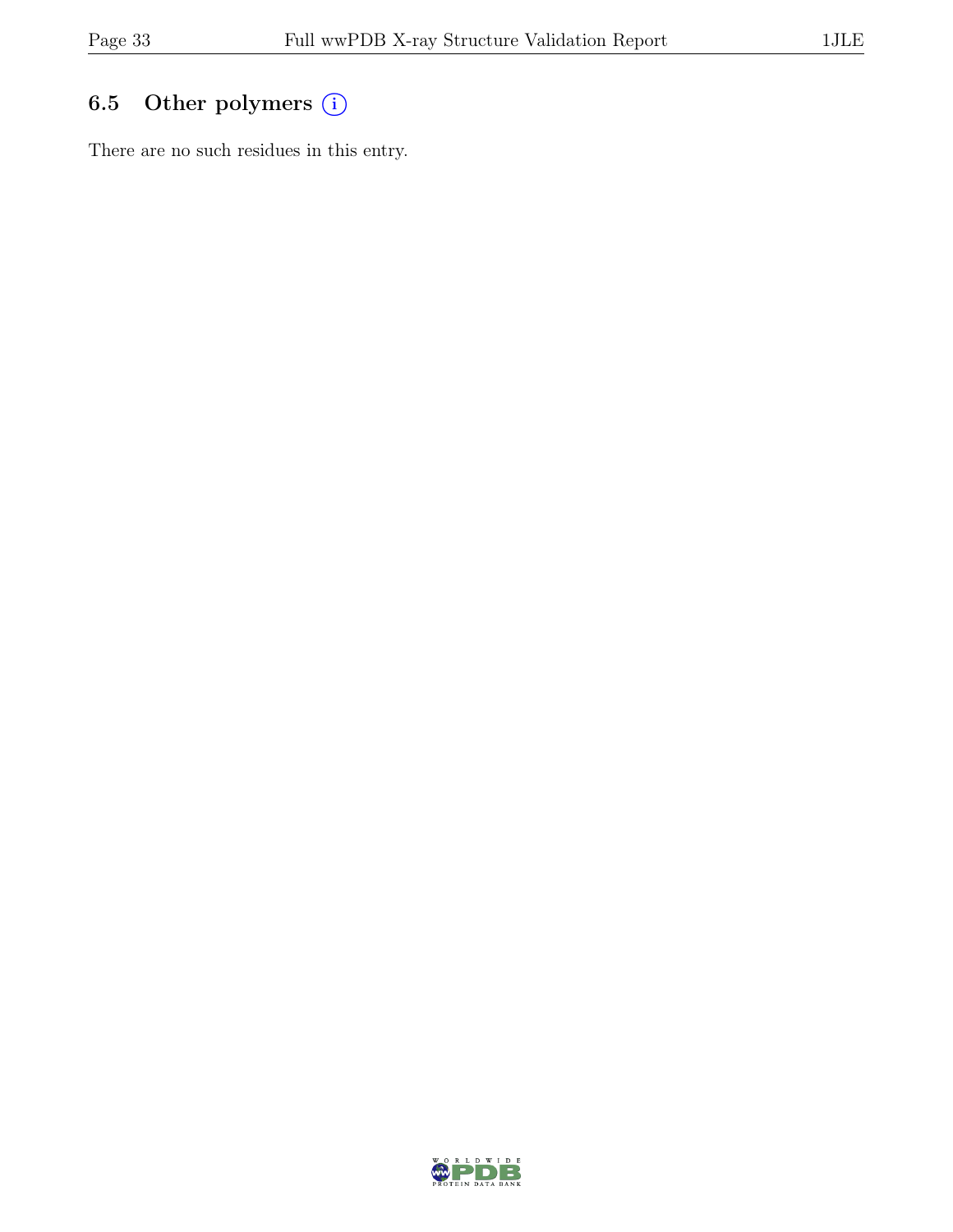## 6.5 Other polymers

There are no such residues in this entry.